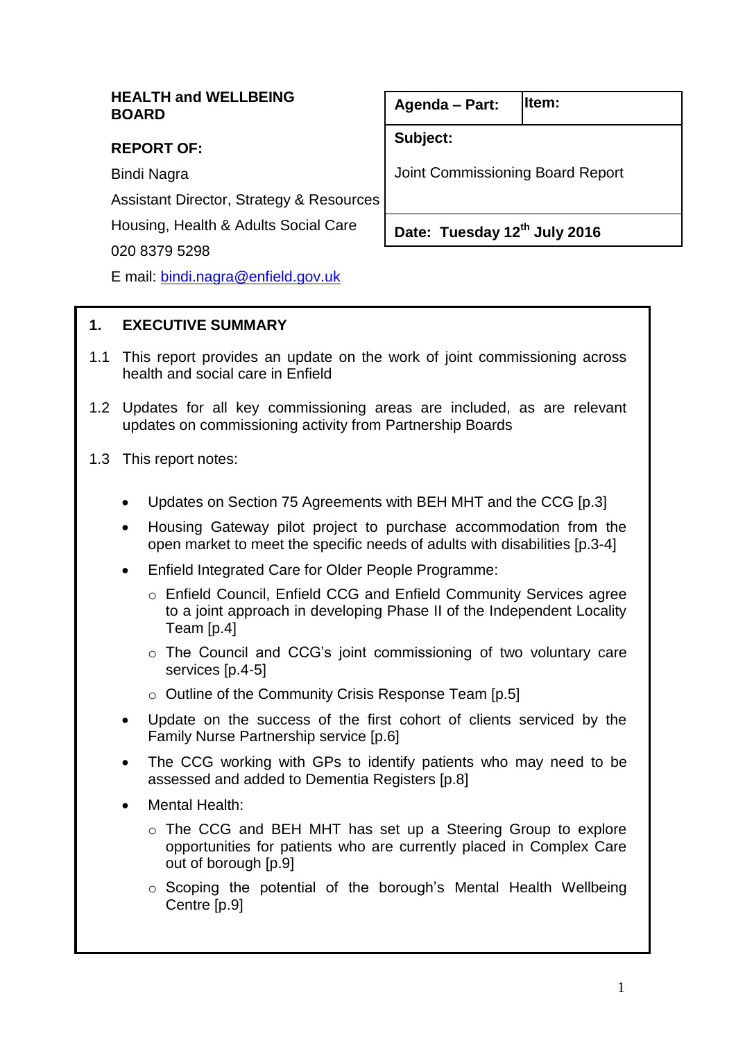**HEALTH and WELLBEING BOARD**

**REPORT OF:**

Bindi Nagra

Assistant Director, Strategy & Resources

Housing, Health & Adults Social Care

020 8379 5298

E mail: bindi.nagra@enfield.gov.uk

| **Agenda – Part:** | **Item:** |
|---|---|
| **Subject:** Joint Commissioning Board Report | |
| **Date: Tuesday 12th July 2016** | |

## 1. EXECUTIVE SUMMARY

1.1 This report provides an update on the work of joint commissioning across health and social care in Enfield

1.2 Updates for all key commissioning areas are included, as are relevant updates on commissioning activity from Partnership Boards

1.3 This report notes:

- Updates on Section 75 Agreements with BEH MHT and the CCG [p.3]
- Housing Gateway pilot project to purchase accommodation from the open market to meet the specific needs of adults with disabilities [p.3-4]
- Enfield Integrated Care for Older People Programme:
  - Enfield Council, Enfield CCG and Enfield Community Services agree to a joint approach in developing Phase II of the Independent Locality Team [p.4]
  - The Council and CCG's joint commissioning of two voluntary care services [p.4-5]
  - Outline of the Community Crisis Response Team [p.5]
- Update on the success of the first cohort of clients serviced by the Family Nurse Partnership service [p.6]
- The CCG working with GPs to identify patients who may need to be assessed and added to Dementia Registers [p.8]
- Mental Health:
  - The CCG and BEH MHT has set up a Steering Group to explore opportunities for patients who are currently placed in Complex Care out of borough [p.9]
  - Scoping the potential of the borough's Mental Health Wellbeing Centre [p.9]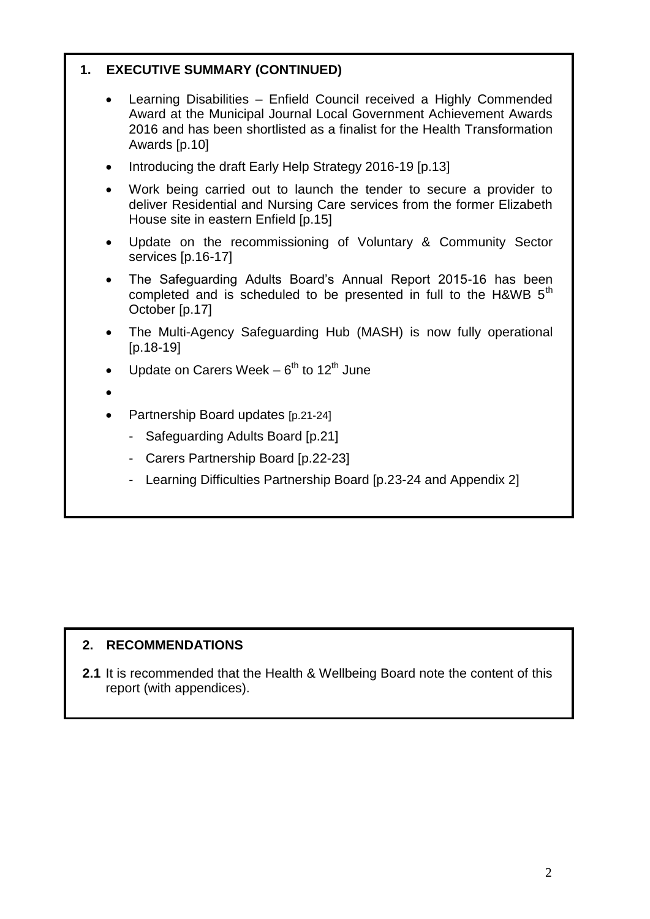## 1. EXECUTIVE SUMMARY (CONTINUED)

- Learning Disabilities – Enfield Council received a Highly Commended Award at the Municipal Journal Local Government Achievement Awards 2016 and has been shortlisted as a finalist for the Health Transformation Awards [p.10]
- Introducing the draft Early Help Strategy 2016-19 [p.13]
- Work being carried out to launch the tender to secure a provider to deliver Residential and Nursing Care services from the former Elizabeth House site in eastern Enfield [p.15]
- Update on the recommissioning of Voluntary & Community Sector services [p.16-17]
- The Safeguarding Adults Board's Annual Report 2015-16 has been completed and is scheduled to be presented in full to the H&WB 5th October [p.17]
- The Multi-Agency Safeguarding Hub (MASH) is now fully operational [p.18-19]
- Update on Carers Week – 6th to 12th June
- 
- Partnership Board updates [p.21-24]
  - Safeguarding Adults Board [p.21]
  - Carers Partnership Board [p.22-23]
  - Learning Difficulties Partnership Board [p.23-24 and Appendix 2]

## 2. RECOMMENDATIONS

**2.1** It is recommended that the Health & Wellbeing Board note the content of this report (with appendices).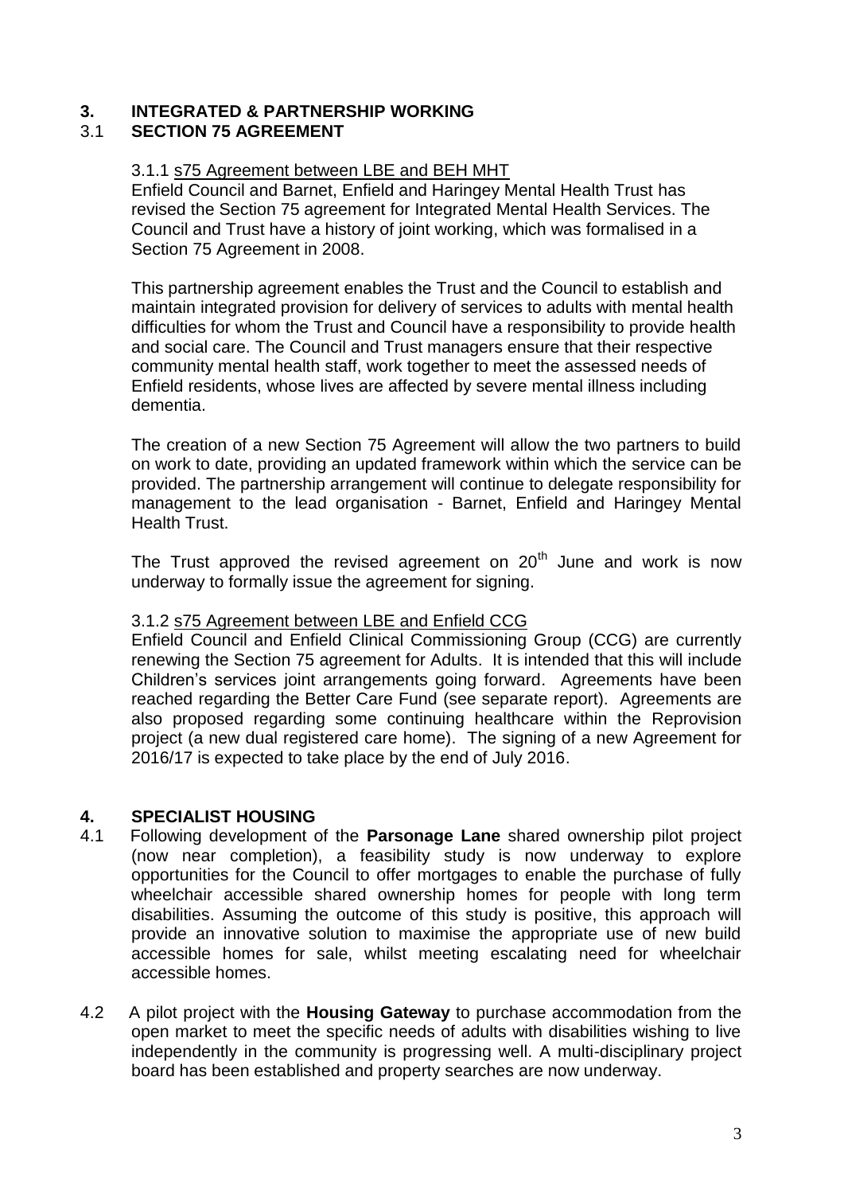## 3. INTEGRATED & PARTNERSHIP WORKING

### 3.1 SECTION 75 AGREEMENT

3.1.1 s75 Agreement between LBE and BEH MHT

Enfield Council and Barnet, Enfield and Haringey Mental Health Trust has revised the Section 75 agreement for Integrated Mental Health Services. The Council and Trust have a history of joint working, which was formalised in a Section 75 Agreement in 2008.

This partnership agreement enables the Trust and the Council to establish and maintain integrated provision for delivery of services to adults with mental health difficulties for whom the Trust and Council have a responsibility to provide health and social care. The Council and Trust managers ensure that their respective community mental health staff, work together to meet the assessed needs of Enfield residents, whose lives are affected by severe mental illness including dementia.

The creation of a new Section 75 Agreement will allow the two partners to build on work to date, providing an updated framework within which the service can be provided. The partnership arrangement will continue to delegate responsibility for management to the lead organisation - Barnet, Enfield and Haringey Mental Health Trust.

The Trust approved the revised agreement on 20th June and work is now underway to formally issue the agreement for signing.

3.1.2 s75 Agreement between LBE and Enfield CCG

Enfield Council and Enfield Clinical Commissioning Group (CCG) are currently renewing the Section 75 agreement for Adults. It is intended that this will include Children's services joint arrangements going forward. Agreements have been reached regarding the Better Care Fund (see separate report). Agreements are also proposed regarding some continuing healthcare within the Reprovision project (a new dual registered care home). The signing of a new Agreement for 2016/17 is expected to take place by the end of July 2016.

## 4. SPECIALIST HOUSING

4.1 Following development of the **Parsonage Lane** shared ownership pilot project (now near completion), a feasibility study is now underway to explore opportunities for the Council to offer mortgages to enable the purchase of fully wheelchair accessible shared ownership homes for people with long term disabilities. Assuming the outcome of this study is positive, this approach will provide an innovative solution to maximise the appropriate use of new build accessible homes for sale, whilst meeting escalating need for wheelchair accessible homes.

4.2 A pilot project with the **Housing Gateway** to purchase accommodation from the open market to meet the specific needs of adults with disabilities wishing to live independently in the community is progressing well. A multi-disciplinary project board has been established and property searches are now underway.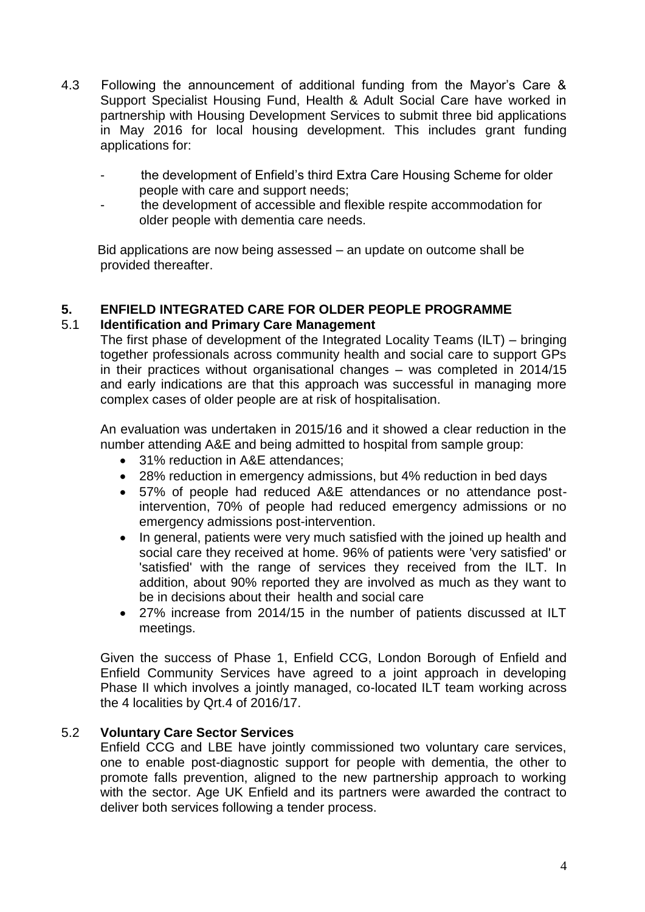4.3 Following the announcement of additional funding from the Mayor's Care & Support Specialist Housing Fund, Health & Adult Social Care have worked in partnership with Housing Development Services to submit three bid applications in May 2016 for local housing development. This includes grant funding applications for:

- the development of Enfield's third Extra Care Housing Scheme for older people with care and support needs;
- the development of accessible and flexible respite accommodation for older people with dementia care needs.

Bid applications are now being assessed – an update on outcome shall be provided thereafter.

## 5. ENFIELD INTEGRATED CARE FOR OLDER PEOPLE PROGRAMME

### 5.1 Identification and Primary Care Management

The first phase of development of the Integrated Locality Teams (ILT) – bringing together professionals across community health and social care to support GPs in their practices without organisational changes – was completed in 2014/15 and early indications are that this approach was successful in managing more complex cases of older people are at risk of hospitalisation.

An evaluation was undertaken in 2015/16 and it showed a clear reduction in the number attending A&E and being admitted to hospital from sample group:

- 31% reduction in A&E attendances;
- 28% reduction in emergency admissions, but 4% reduction in bed days
- 57% of people had reduced A&E attendances or no attendance post-intervention, 70% of people had reduced emergency admissions or no emergency admissions post-intervention.
- In general, patients were very much satisfied with the joined up health and social care they received at home. 96% of patients were 'very satisfied' or 'satisfied' with the range of services they received from the ILT. In addition, about 90% reported they are involved as much as they want to be in decisions about their health and social care
- 27% increase from 2014/15 in the number of patients discussed at ILT meetings.

Given the success of Phase 1, Enfield CCG, London Borough of Enfield and Enfield Community Services have agreed to a joint approach in developing Phase II which involves a jointly managed, co-located ILT team working across the 4 localities by Qrt.4 of 2016/17.

### 5.2 Voluntary Care Sector Services

Enfield CCG and LBE have jointly commissioned two voluntary care services, one to enable post-diagnostic support for people with dementia, the other to promote falls prevention, aligned to the new partnership approach to working with the sector. Age UK Enfield and its partners were awarded the contract to deliver both services following a tender process.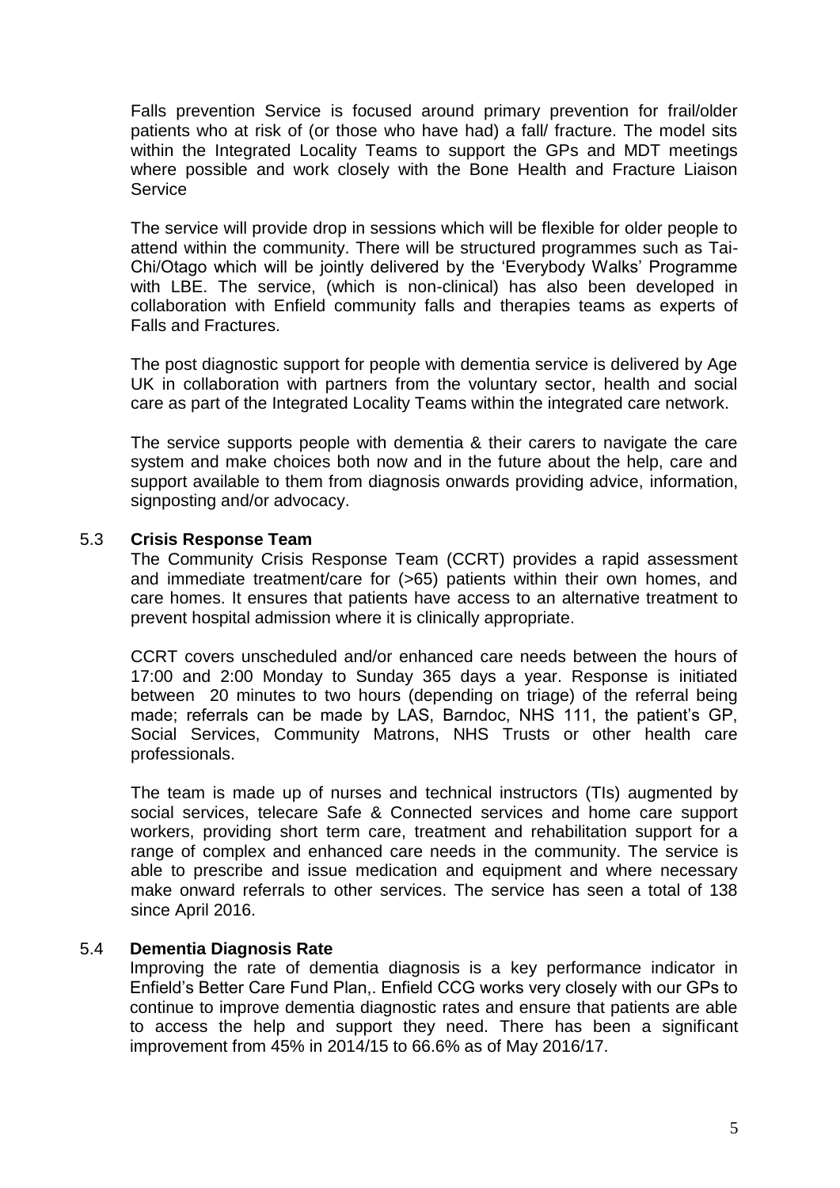Falls prevention Service is focused around primary prevention for frail/older patients who at risk of (or those who have had) a fall/ fracture. The model sits within the Integrated Locality Teams to support the GPs and MDT meetings where possible and work closely with the Bone Health and Fracture Liaison Service

The service will provide drop in sessions which will be flexible for older people to attend within the community. There will be structured programmes such as Tai-Chi/Otago which will be jointly delivered by the 'Everybody Walks' Programme with LBE. The service, (which is non-clinical) has also been developed in collaboration with Enfield community falls and therapies teams as experts of Falls and Fractures.

The post diagnostic support for people with dementia service is delivered by Age UK in collaboration with partners from the voluntary sector, health and social care as part of the Integrated Locality Teams within the integrated care network.

The service supports people with dementia & their carers to navigate the care system and make choices both now and in the future about the help, care and support available to them from diagnosis onwards providing advice, information, signposting and/or advocacy.

### 5.3 **Crisis Response Team**

The Community Crisis Response Team (CCRT) provides a rapid assessment and immediate treatment/care for (>65) patients within their own homes, and care homes. It ensures that patients have access to an alternative treatment to prevent hospital admission where it is clinically appropriate.

CCRT covers unscheduled and/or enhanced care needs between the hours of 17:00 and 2:00 Monday to Sunday 365 days a year. Response is initiated between 20 minutes to two hours (depending on triage) of the referral being made; referrals can be made by LAS, Barndoc, NHS 111, the patient's GP, Social Services, Community Matrons, NHS Trusts or other health care professionals.

The team is made up of nurses and technical instructors (TIs) augmented by social services, telecare Safe & Connected services and home care support workers, providing short term care, treatment and rehabilitation support for a range of complex and enhanced care needs in the community. The service is able to prescribe and issue medication and equipment and where necessary make onward referrals to other services. The service has seen a total of 138 since April 2016.

### 5.4 **Dementia Diagnosis Rate**

Improving the rate of dementia diagnosis is a key performance indicator in Enfield's Better Care Fund Plan,. Enfield CCG works very closely with our GPs to continue to improve dementia diagnostic rates and ensure that patients are able to access the help and support they need. There has been a significant improvement from 45% in 2014/15 to 66.6% as of May 2016/17.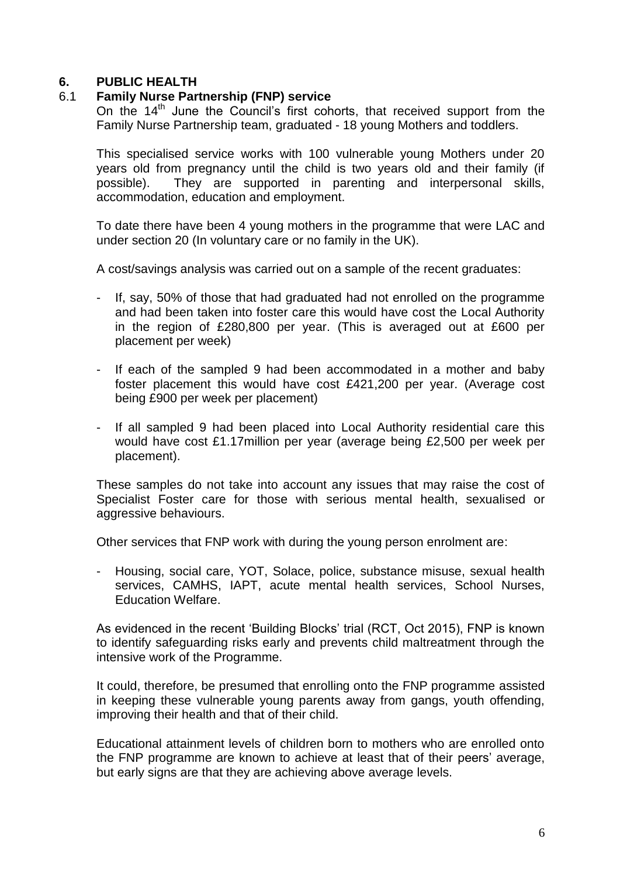## 6. PUBLIC HEALTH

### 6.1 Family Nurse Partnership (FNP) service

On the 14th June the Council's first cohorts, that received support from the Family Nurse Partnership team, graduated - 18 young Mothers and toddlers.

This specialised service works with 100 vulnerable young Mothers under 20 years old from pregnancy until the child is two years old and their family (if possible). They are supported in parenting and interpersonal skills, accommodation, education and employment.

To date there have been 4 young mothers in the programme that were LAC and under section 20 (In voluntary care or no family in the UK).

A cost/savings analysis was carried out on a sample of the recent graduates:

- If, say, 50% of those that had graduated had not enrolled on the programme and had been taken into foster care this would have cost the Local Authority in the region of £280,800 per year. (This is averaged out at £600 per placement per week)
- If each of the sampled 9 had been accommodated in a mother and baby foster placement this would have cost £421,200 per year. (Average cost being £900 per week per placement)
- If all sampled 9 had been placed into Local Authority residential care this would have cost £1.17million per year (average being £2,500 per week per placement).

These samples do not take into account any issues that may raise the cost of Specialist Foster care for those with serious mental health, sexualised or aggressive behaviours.

Other services that FNP work with during the young person enrolment are:

- Housing, social care, YOT, Solace, police, substance misuse, sexual health services, CAMHS, IAPT, acute mental health services, School Nurses, Education Welfare.

As evidenced in the recent 'Building Blocks' trial (RCT, Oct 2015), FNP is known to identify safeguarding risks early and prevents child maltreatment through the intensive work of the Programme.

It could, therefore, be presumed that enrolling onto the FNP programme assisted in keeping these vulnerable young parents away from gangs, youth offending, improving their health and that of their child.

Educational attainment levels of children born to mothers who are enrolled onto the FNP programme are known to achieve at least that of their peers' average, but early signs are that they are achieving above average levels.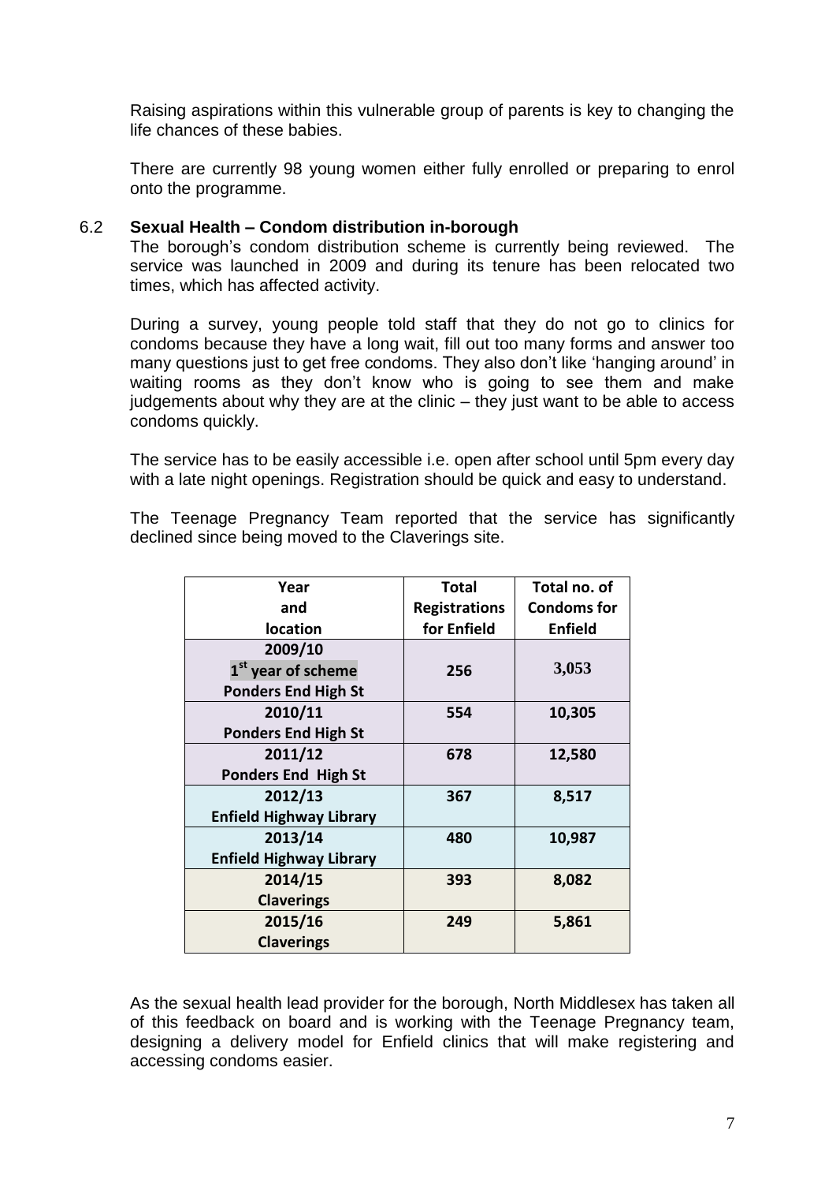Raising aspirations within this vulnerable group of parents is key to changing the life chances of these babies.

There are currently 98 young women either fully enrolled or preparing to enrol onto the programme.

### 6.2 Sexual Health – Condom distribution in-borough

The borough's condom distribution scheme is currently being reviewed. The service was launched in 2009 and during its tenure has been relocated two times, which has affected activity.

During a survey, young people told staff that they do not go to clinics for condoms because they have a long wait, fill out too many forms and answer too many questions just to get free condoms. They also don't like 'hanging around' in waiting rooms as they don't know who is going to see them and make judgements about why they are at the clinic – they just want to be able to access condoms quickly.

The service has to be easily accessible i.e. open after school until 5pm every day with a late night openings. Registration should be quick and easy to understand.

The Teenage Pregnancy Team reported that the service has significantly declined since being moved to the Claverings site.

| Year and location | Total Registrations for Enfield | Total no. of Condoms for Enfield |
|---|---|---|
| 2009/10 1st year of scheme Ponders End High St | 256 | 3,053 |
| 2010/11 Ponders End High St | 554 | 10,305 |
| 2011/12 Ponders End High St | 678 | 12,580 |
| 2012/13 Enfield Highway Library | 367 | 8,517 |
| 2013/14 Enfield Highway Library | 480 | 10,987 |
| 2014/15 Claverings | 393 | 8,082 |
| 2015/16 Claverings | 249 | 5,861 |

As the sexual health lead provider for the borough, North Middlesex has taken all of this feedback on board and is working with the Teenage Pregnancy team, designing a delivery model for Enfield clinics that will make registering and accessing condoms easier.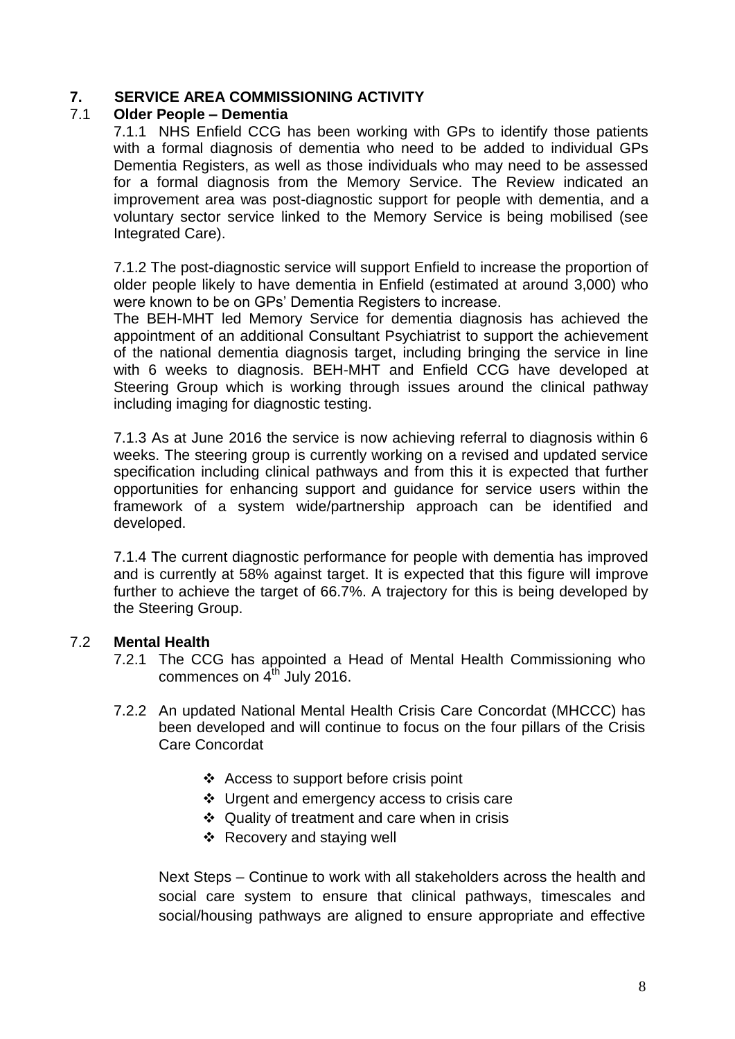## 7. SERVICE AREA COMMISSIONING ACTIVITY

### 7.1 Older People – Dementia

7.1.1 NHS Enfield CCG has been working with GPs to identify those patients with a formal diagnosis of dementia who need to be added to individual GPs Dementia Registers, as well as those individuals who may need to be assessed for a formal diagnosis from the Memory Service. The Review indicated an improvement area was post-diagnostic support for people with dementia, and a voluntary sector service linked to the Memory Service is being mobilised (see Integrated Care).

7.1.2 The post-diagnostic service will support Enfield to increase the proportion of older people likely to have dementia in Enfield (estimated at around 3,000) who were known to be on GPs' Dementia Registers to increase.

The BEH-MHT led Memory Service for dementia diagnosis has achieved the appointment of an additional Consultant Psychiatrist to support the achievement of the national dementia diagnosis target, including bringing the service in line with 6 weeks to diagnosis. BEH-MHT and Enfield CCG have developed at Steering Group which is working through issues around the clinical pathway including imaging for diagnostic testing.

7.1.3 As at June 2016 the service is now achieving referral to diagnosis within 6 weeks. The steering group is currently working on a revised and updated service specification including clinical pathways and from this it is expected that further opportunities for enhancing support and guidance for service users within the framework of a system wide/partnership approach can be identified and developed.

7.1.4 The current diagnostic performance for people with dementia has improved and is currently at 58% against target. It is expected that this figure will improve further to achieve the target of 66.7%. A trajectory for this is being developed by the Steering Group.

### 7.2 Mental Health

7.2.1 The CCG has appointed a Head of Mental Health Commissioning who commences on 4th July 2016.

7.2.2 An updated National Mental Health Crisis Care Concordat (MHCCC) has been developed and will continue to focus on the four pillars of the Crisis Care Concordat

- Access to support before crisis point
- Urgent and emergency access to crisis care
- Quality of treatment and care when in crisis
- Recovery and staying well

Next Steps – Continue to work with all stakeholders across the health and social care system to ensure that clinical pathways, timescales and social/housing pathways are aligned to ensure appropriate and effective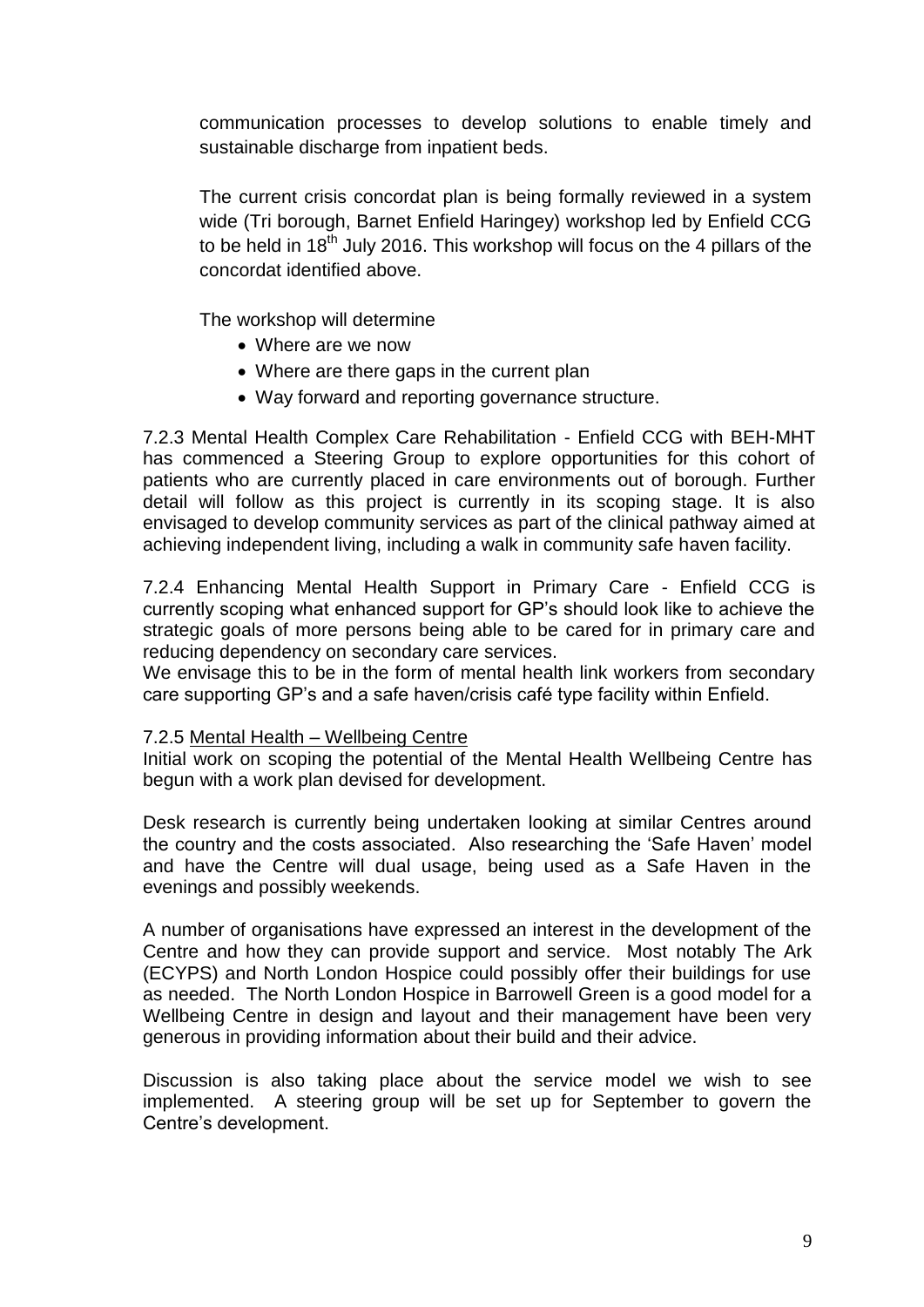communication processes to develop solutions to enable timely and sustainable discharge from inpatient beds.

The current crisis concordat plan is being formally reviewed in a system wide (Tri borough, Barnet Enfield Haringey) workshop led by Enfield CCG to be held in 18th July 2016. This workshop will focus on the 4 pillars of the concordat identified above.

The workshop will determine

- Where are we now
- Where are there gaps in the current plan
- Way forward and reporting governance structure.

7.2.3 Mental Health Complex Care Rehabilitation - Enfield CCG with BEH-MHT has commenced a Steering Group to explore opportunities for this cohort of patients who are currently placed in care environments out of borough. Further detail will follow as this project is currently in its scoping stage. It is also envisaged to develop community services as part of the clinical pathway aimed at achieving independent living, including a walk in community safe haven facility.

7.2.4 Enhancing Mental Health Support in Primary Care - Enfield CCG is currently scoping what enhanced support for GP's should look like to achieve the strategic goals of more persons being able to be cared for in primary care and reducing dependency on secondary care services.
We envisage this to be in the form of mental health link workers from secondary care supporting GP's and a safe haven/crisis café type facility within Enfield.

7.2.5 Mental Health – Wellbeing Centre
Initial work on scoping the potential of the Mental Health Wellbeing Centre has begun with a work plan devised for development.

Desk research is currently being undertaken looking at similar Centres around the country and the costs associated. Also researching the 'Safe Haven' model and have the Centre will dual usage, being used as a Safe Haven in the evenings and possibly weekends.

A number of organisations have expressed an interest in the development of the Centre and how they can provide support and service. Most notably The Ark (ECYPS) and North London Hospice could possibly offer their buildings for use as needed. The North London Hospice in Barrowell Green is a good model for a Wellbeing Centre in design and layout and their management have been very generous in providing information about their build and their advice.

Discussion is also taking place about the service model we wish to see implemented. A steering group will be set up for September to govern the Centre's development.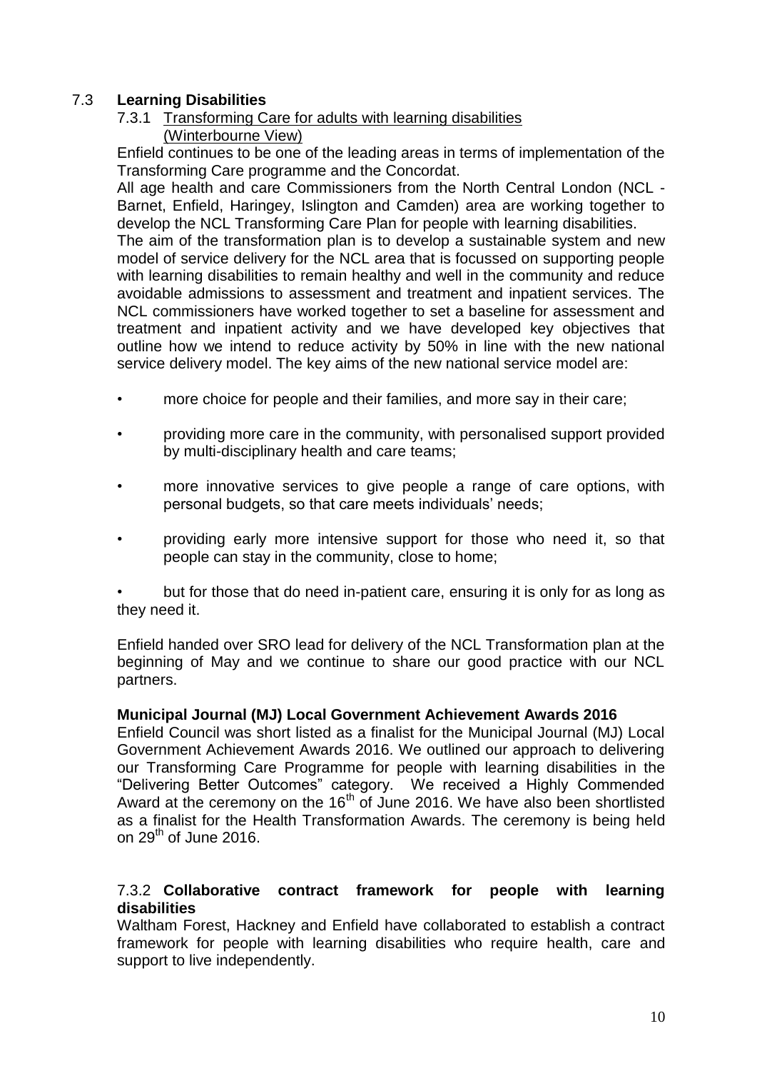## 7.3 Learning Disabilities

### 7.3.1 Transforming Care for adults with learning disabilities (Winterbourne View)

Enfield continues to be one of the leading areas in terms of implementation of the Transforming Care programme and the Concordat.

All age health and care Commissioners from the North Central London (NCL - Barnet, Enfield, Haringey, Islington and Camden) area are working together to develop the NCL Transforming Care Plan for people with learning disabilities.

The aim of the transformation plan is to develop a sustainable system and new model of service delivery for the NCL area that is focussed on supporting people with learning disabilities to remain healthy and well in the community and reduce avoidable admissions to assessment and treatment and inpatient services. The NCL commissioners have worked together to set a baseline for assessment and treatment and inpatient activity and we have developed key objectives that outline how we intend to reduce activity by 50% in line with the new national service delivery model. The key aims of the new national service model are:

- more choice for people and their families, and more say in their care;
- providing more care in the community, with personalised support provided by multi-disciplinary health and care teams;
- more innovative services to give people a range of care options, with personal budgets, so that care meets individuals' needs;
- providing early more intensive support for those who need it, so that people can stay in the community, close to home;
- but for those that do need in-patient care, ensuring it is only for as long as they need it.

Enfield handed over SRO lead for delivery of the NCL Transformation plan at the beginning of May and we continue to share our good practice with our NCL partners.

**Municipal Journal (MJ) Local Government Achievement Awards 2016**

Enfield Council was short listed as a finalist for the Municipal Journal (MJ) Local Government Achievement Awards 2016. We outlined our approach to delivering our Transforming Care Programme for people with learning disabilities in the "Delivering Better Outcomes" category. We received a Highly Commended Award at the ceremony on the 16th of June 2016. We have also been shortlisted as a finalist for the Health Transformation Awards. The ceremony is being held on 29th of June 2016.

### 7.3.2 Collaborative contract framework for people with learning disabilities

Waltham Forest, Hackney and Enfield have collaborated to establish a contract framework for people with learning disabilities who require health, care and support to live independently.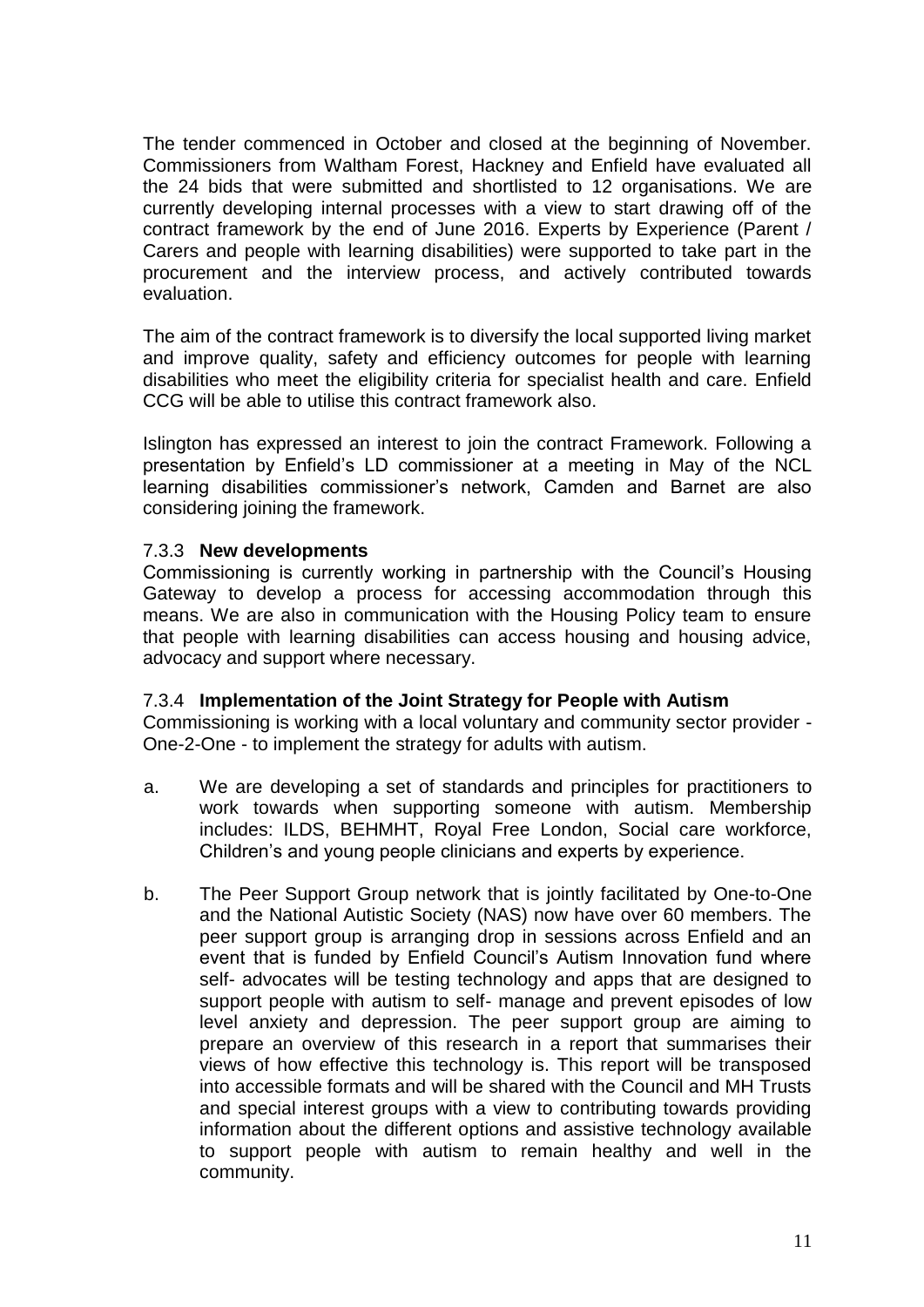The tender commenced in October and closed at the beginning of November. Commissioners from Waltham Forest, Hackney and Enfield have evaluated all the 24 bids that were submitted and shortlisted to 12 organisations. We are currently developing internal processes with a view to start drawing off of the contract framework by the end of June 2016. Experts by Experience (Parent / Carers and people with learning disabilities) were supported to take part in the procurement and the interview process, and actively contributed towards evaluation.

The aim of the contract framework is to diversify the local supported living market and improve quality, safety and efficiency outcomes for people with learning disabilities who meet the eligibility criteria for specialist health and care. Enfield CCG will be able to utilise this contract framework also.

Islington has expressed an interest to join the contract Framework. Following a presentation by Enfield's LD commissioner at a meeting in May of the NCL learning disabilities commissioner's network, Camden and Barnet are also considering joining the framework.

#### 7.3.3 **New developments**

Commissioning is currently working in partnership with the Council's Housing Gateway to develop a process for accessing accommodation through this means. We are also in communication with the Housing Policy team to ensure that people with learning disabilities can access housing and housing advice, advocacy and support where necessary.

#### 7.3.4 **Implementation of the Joint Strategy for People with Autism**

Commissioning is working with a local voluntary and community sector provider - One-2-One - to implement the strategy for adults with autism.

a. We are developing a set of standards and principles for practitioners to work towards when supporting someone with autism. Membership includes: ILDS, BEHMHT, Royal Free London, Social care workforce, Children's and young people clinicians and experts by experience.

b. The Peer Support Group network that is jointly facilitated by One-to-One and the National Autistic Society (NAS) now have over 60 members. The peer support group is arranging drop in sessions across Enfield and an event that is funded by Enfield Council's Autism Innovation fund where self- advocates will be testing technology and apps that are designed to support people with autism to self- manage and prevent episodes of low level anxiety and depression. The peer support group are aiming to prepare an overview of this research in a report that summarises their views of how effective this technology is. This report will be transposed into accessible formats and will be shared with the Council and MH Trusts and special interest groups with a view to contributing towards providing information about the different options and assistive technology available to support people with autism to remain healthy and well in the community.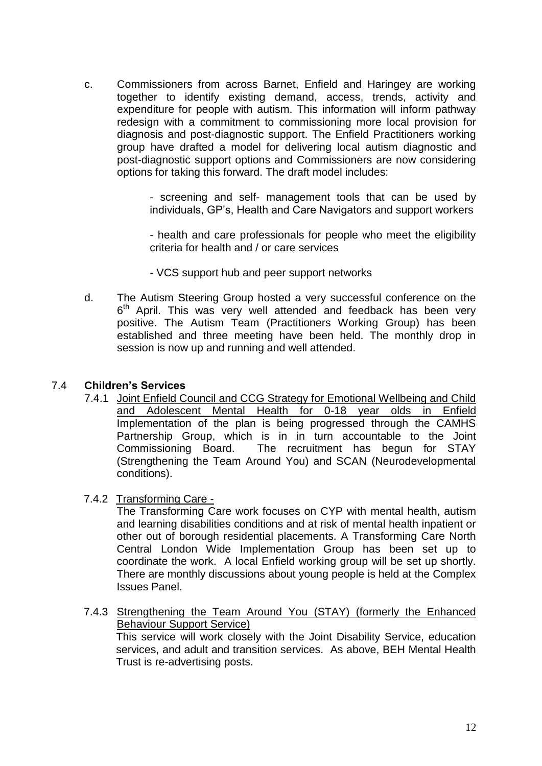c. Commissioners from across Barnet, Enfield and Haringey are working together to identify existing demand, access, trends, activity and expenditure for people with autism. This information will inform pathway redesign with a commitment to commissioning more local provision for diagnosis and post-diagnostic support. The Enfield Practitioners working group have drafted a model for delivering local autism diagnostic and post-diagnostic support options and Commissioners are now considering options for taking this forward. The draft model includes:

    - screening and self- management tools that can be used by individuals, GP's, Health and Care Navigators and support workers

    - health and care professionals for people who meet the eligibility criteria for health and / or care services

    - VCS support hub and peer support networks

d. The Autism Steering Group hosted a very successful conference on the 6th April. This was very well attended and feedback has been very positive. The Autism Team (Practitioners Working Group) has been established and three meeting have been held. The monthly drop in session is now up and running and well attended.

## 7.4 **Children's Services**

7.4.1 Joint Enfield Council and CCG Strategy for Emotional Wellbeing and Child and Adolescent Mental Health for 0-18 year olds in Enfield

Implementation of the plan is being progressed through the CAMHS Partnership Group, which is in in turn accountable to the Joint Commissioning Board. The recruitment has begun for STAY (Strengthening the Team Around You) and SCAN (Neurodevelopmental conditions).

7.4.2 Transforming Care -

The Transforming Care work focuses on CYP with mental health, autism and learning disabilities conditions and at risk of mental health inpatient or other out of borough residential placements. A Transforming Care North Central London Wide Implementation Group has been set up to coordinate the work. A local Enfield working group will be set up shortly. There are monthly discussions about young people is held at the Complex Issues Panel.

7.4.3 Strengthening the Team Around You (STAY) (formerly the Enhanced Behaviour Support Service)

This service will work closely with the Joint Disability Service, education services, and adult and transition services. As above, BEH Mental Health Trust is re-advertising posts.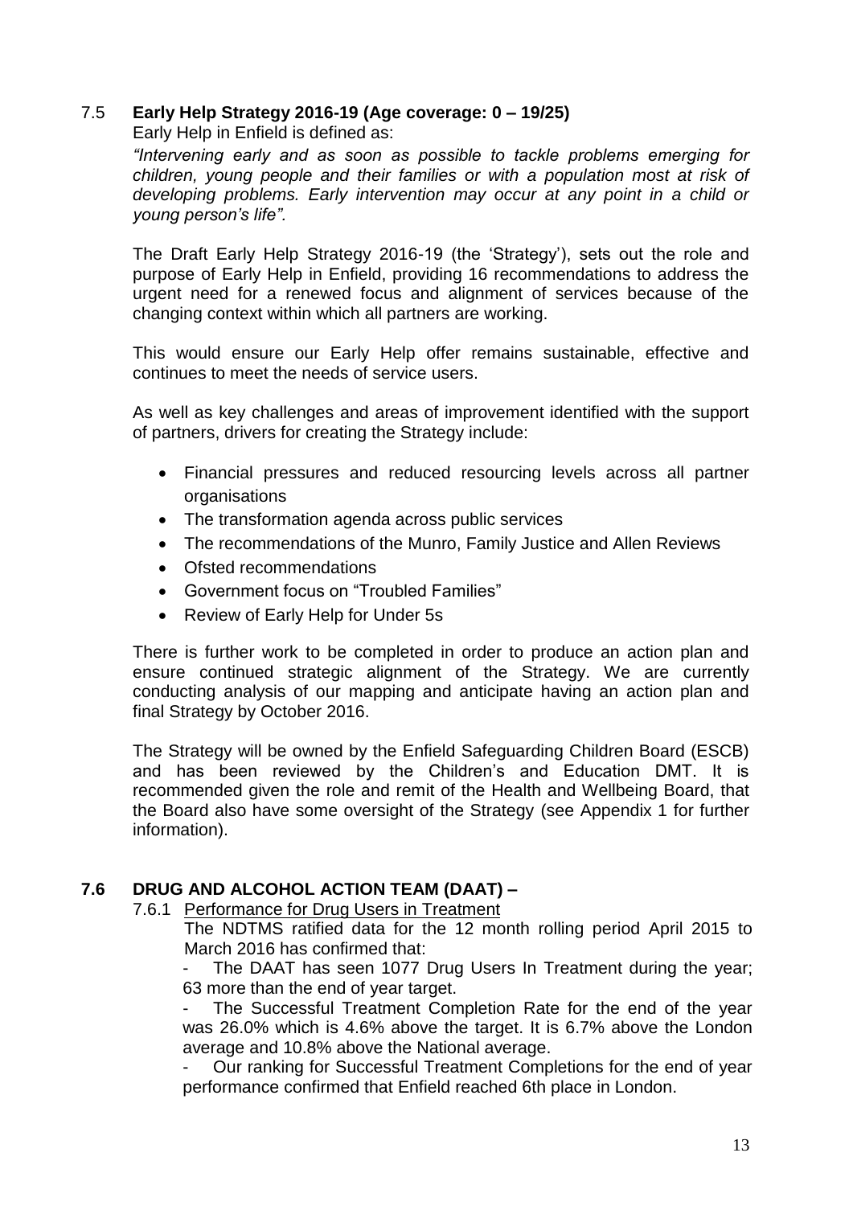### 7.5 **Early Help Strategy 2016-19 (Age coverage: 0 – 19/25)**

Early Help in Enfield is defined as:

*"Intervening early and as soon as possible to tackle problems emerging for children, young people and their families or with a population most at risk of developing problems. Early intervention may occur at any point in a child or young person's life".*

The Draft Early Help Strategy 2016-19 (the 'Strategy'), sets out the role and purpose of Early Help in Enfield, providing 16 recommendations to address the urgent need for a renewed focus and alignment of services because of the changing context within which all partners are working.

This would ensure our Early Help offer remains sustainable, effective and continues to meet the needs of service users.

As well as key challenges and areas of improvement identified with the support of partners, drivers for creating the Strategy include:

- Financial pressures and reduced resourcing levels across all partner organisations
- The transformation agenda across public services
- The recommendations of the Munro, Family Justice and Allen Reviews
- Ofsted recommendations
- Government focus on "Troubled Families"
- Review of Early Help for Under 5s

There is further work to be completed in order to produce an action plan and ensure continued strategic alignment of the Strategy. We are currently conducting analysis of our mapping and anticipate having an action plan and final Strategy by October 2016.

The Strategy will be owned by the Enfield Safeguarding Children Board (ESCB) and has been reviewed by the Children's and Education DMT. It is recommended given the role and remit of the Health and Wellbeing Board, that the Board also have some oversight of the Strategy (see Appendix 1 for further information).

### **7.6 DRUG AND ALCOHOL ACTION TEAM (DAAT) –**

7.6.1 Performance for Drug Users in Treatment

The NDTMS ratified data for the 12 month rolling period April 2015 to March 2016 has confirmed that:

- The DAAT has seen 1077 Drug Users In Treatment during the year; 63 more than the end of year target.
- The Successful Treatment Completion Rate for the end of the year was 26.0% which is 4.6% above the target. It is 6.7% above the London average and 10.8% above the National average.
- Our ranking for Successful Treatment Completions for the end of year performance confirmed that Enfield reached 6th place in London.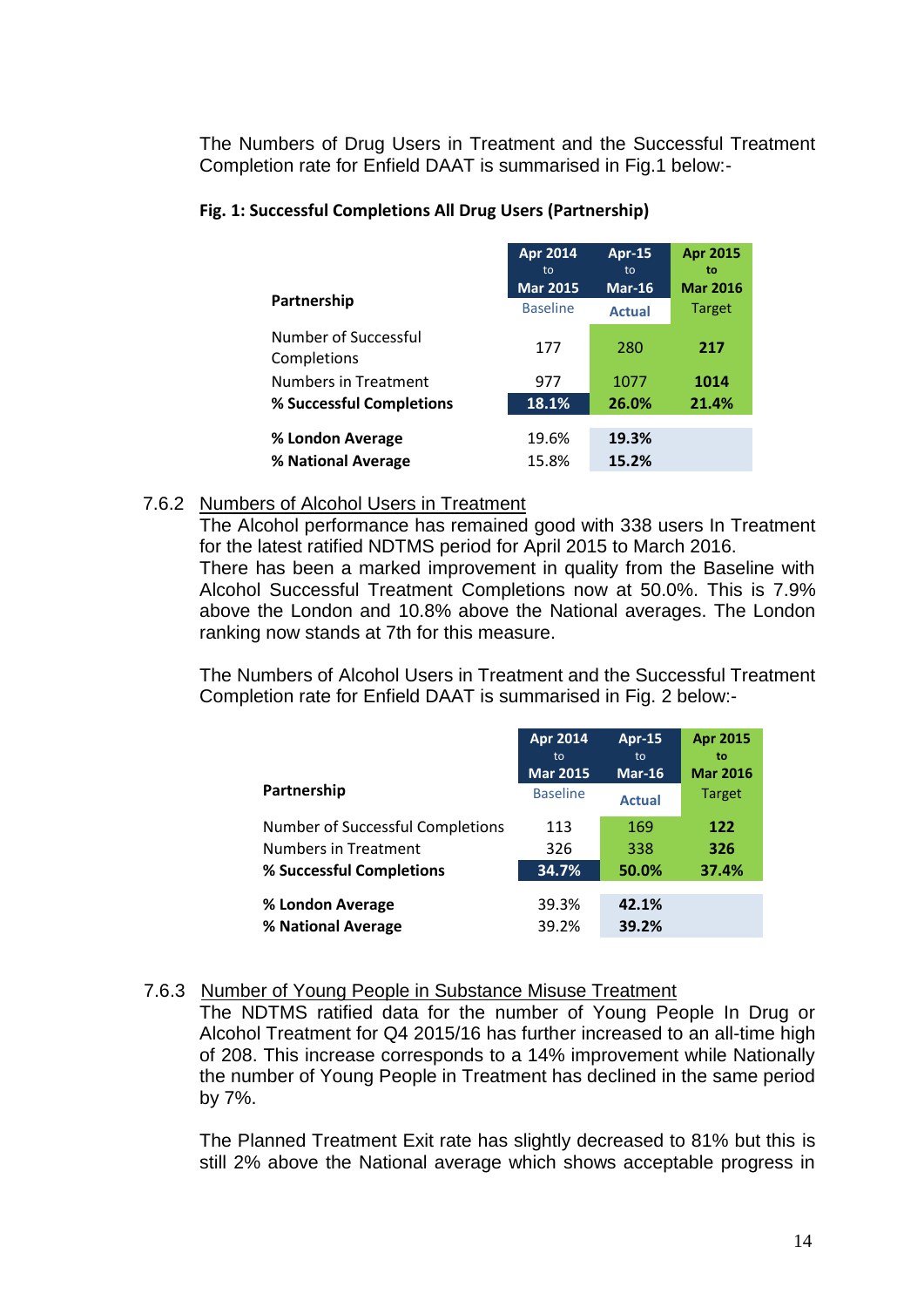The Numbers of Drug Users in Treatment and the Successful Treatment Completion rate for Enfield DAAT is summarised in Fig.1 below:-

**Fig. 1: Successful Completions All Drug Users (Partnership)**

| Partnership | Apr 2014 to Mar 2015 Baseline | Apr-15 to Mar-16 Actual | Apr 2015 to Mar 2016 Target |
|---|---|---|---|
| Number of Successful Completions | 177 | 280 | **217** |
| Numbers in Treatment | 977 | 1077 | **1014** |
| **% Successful Completions** | **18.1%** | **26.0%** | **21.4%** |
| **% London Average** | 19.6% | **19.3%** | |
| **% National Average** | 15.8% | **15.2%** | |

7.6.2 Numbers of Alcohol Users in Treatment

The Alcohol performance has remained good with 338 users In Treatment for the latest ratified NDTMS period for April 2015 to March 2016.
There has been a marked improvement in quality from the Baseline with Alcohol Successful Treatment Completions now at 50.0%. This is 7.9% above the London and 10.8% above the National averages. The London ranking now stands at 7th for this measure.

The Numbers of Alcohol Users in Treatment and the Successful Treatment Completion rate for Enfield DAAT is summarised in Fig. 2 below:-

| Partnership | Apr 2014 to Mar 2015 Baseline | Apr-15 to Mar-16 Actual | Apr 2015 to Mar 2016 Target |
|---|---|---|---|
| Number of Successful Completions | 113 | 169 | **122** |
| Numbers in Treatment | 326 | 338 | **326** |
| **% Successful Completions** | **34.7%** | **50.0%** | **37.4%** |
| **% London Average** | 39.3% | **42.1%** | |
| **% National Average** | 39.2% | **39.2%** | |

7.6.3 Number of Young People in Substance Misuse Treatment

The NDTMS ratified data for the number of Young People In Drug or Alcohol Treatment for Q4 2015/16 has further increased to an all-time high of 208. This increase corresponds to a 14% improvement while Nationally the number of Young People in Treatment has declined in the same period by 7%.

The Planned Treatment Exit rate has slightly decreased to 81% but this is still 2% above the National average which shows acceptable progress in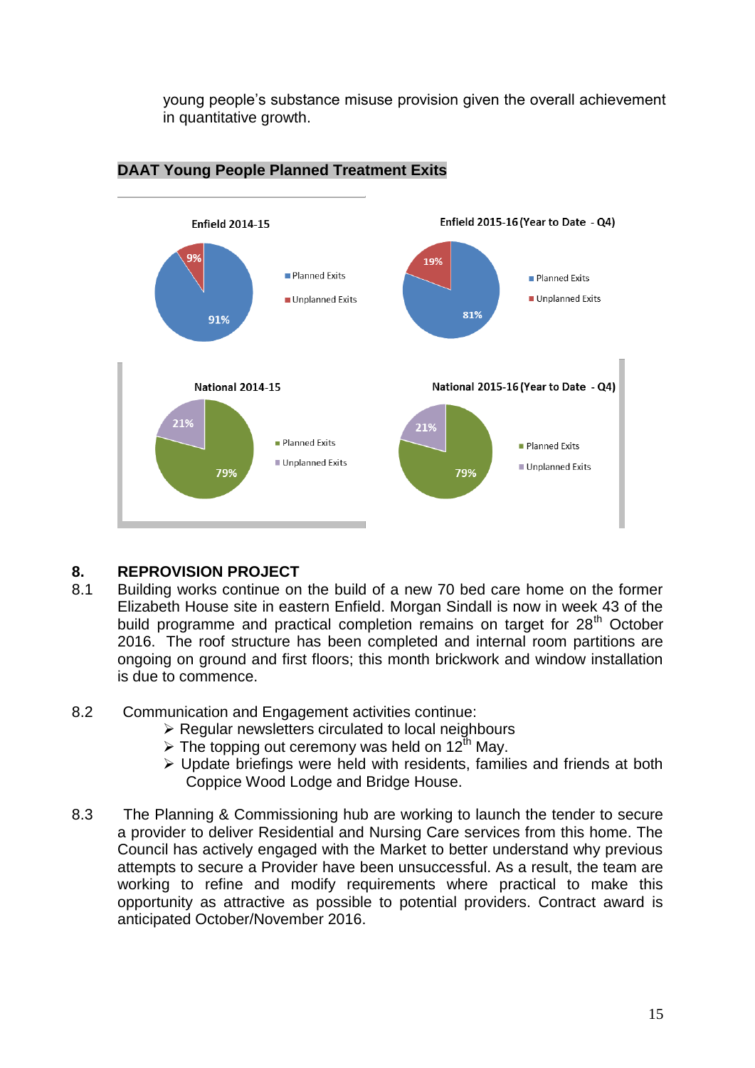young people's substance misuse provision given the overall achievement in quantitative growth.

**DAAT Young People Planned Treatment Exits**

Enfield 2014-15

- Planned Exits: 91%
- Unplanned Exits: 9%

Enfield 2015-16 (Year to Date - Q4)

- Planned Exits: 81%
- Unplanned Exits: 19%

National 2014-15

- Planned Exits: 79%
- Unplanned Exits: 21%

National 2015-16 (Year to Date - Q4)

- Planned Exits: 79%
- Unplanned Exits: 21%

## 8. REPROVISION PROJECT

8.1 Building works continue on the build of a new 70 bed care home on the former Elizabeth House site in eastern Enfield. Morgan Sindall is now in week 43 of the build programme and practical completion remains on target for 28th October 2016. The roof structure has been completed and internal room partitions are ongoing on ground and first floors; this month brickwork and window installation is due to commence.

8.2 Communication and Engagement activities continue:

- Regular newsletters circulated to local neighbours
- The topping out ceremony was held on 12th May.
- Update briefings were held with residents, families and friends at both Coppice Wood Lodge and Bridge House.

8.3 The Planning & Commissioning hub are working to launch the tender to secure a provider to deliver Residential and Nursing Care services from this home. The Council has actively engaged with the Market to better understand why previous attempts to secure a Provider have been unsuccessful. As a result, the team are working to refine and modify requirements where practical to make this opportunity as attractive as possible to potential providers. Contract award is anticipated October/November 2016.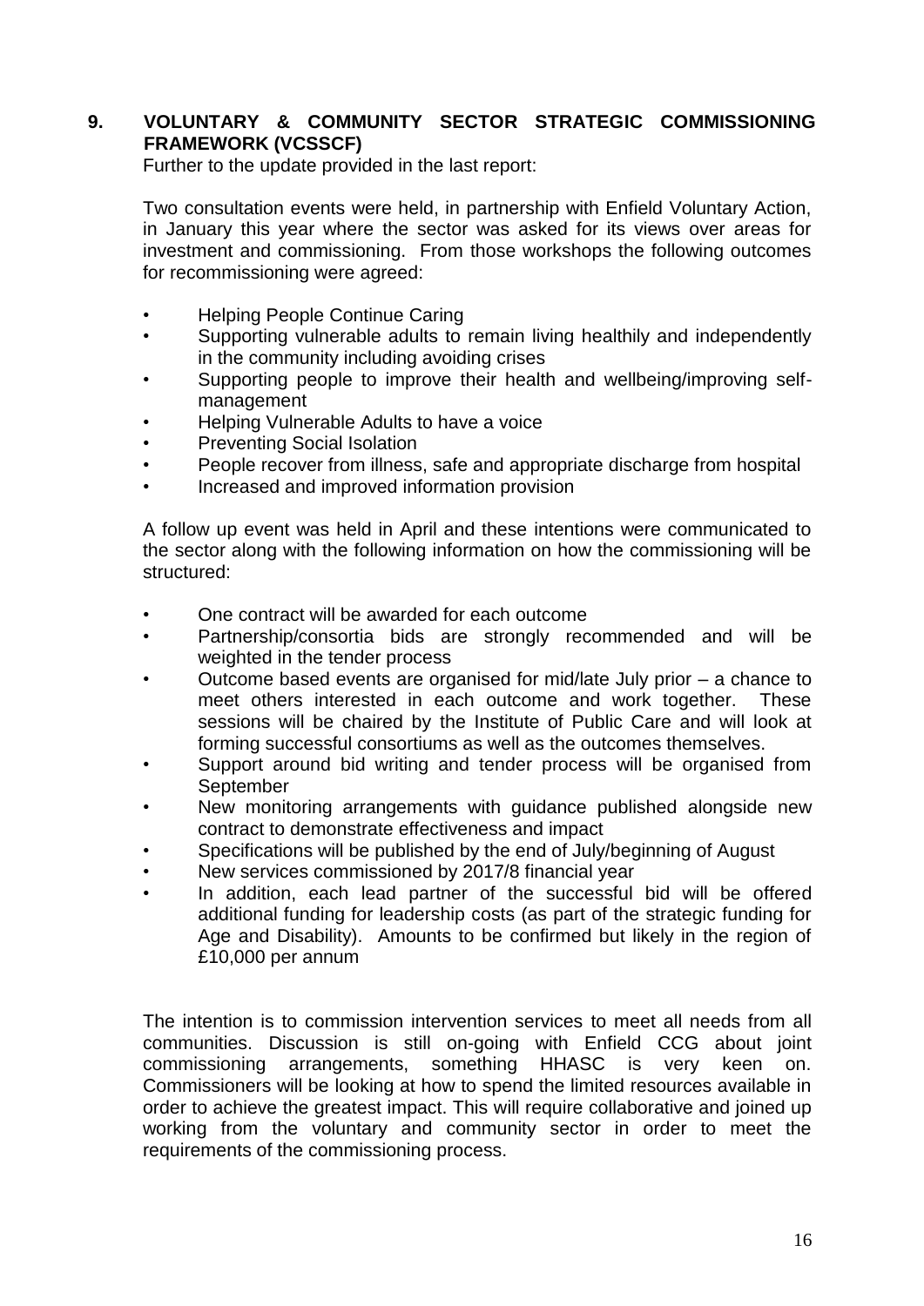## 9. VOLUNTARY & COMMUNITY SECTOR STRATEGIC COMMISSIONING FRAMEWORK (VCSSCF)

Further to the update provided in the last report:

Two consultation events were held, in partnership with Enfield Voluntary Action, in January this year where the sector was asked for its views over areas for investment and commissioning. From those workshops the following outcomes for recommissioning were agreed:

- Helping People Continue Caring
- Supporting vulnerable adults to remain living healthily and independently in the community including avoiding crises
- Supporting people to improve their health and wellbeing/improving self-management
- Helping Vulnerable Adults to have a voice
- Preventing Social Isolation
- People recover from illness, safe and appropriate discharge from hospital
- Increased and improved information provision

A follow up event was held in April and these intentions were communicated to the sector along with the following information on how the commissioning will be structured:

- One contract will be awarded for each outcome
- Partnership/consortia bids are strongly recommended and will be weighted in the tender process
- Outcome based events are organised for mid/late July prior – a chance to meet others interested in each outcome and work together. These sessions will be chaired by the Institute of Public Care and will look at forming successful consortiums as well as the outcomes themselves.
- Support around bid writing and tender process will be organised from September
- New monitoring arrangements with guidance published alongside new contract to demonstrate effectiveness and impact
- Specifications will be published by the end of July/beginning of August
- New services commissioned by 2017/8 financial year
- In addition, each lead partner of the successful bid will be offered additional funding for leadership costs (as part of the strategic funding for Age and Disability). Amounts to be confirmed but likely in the region of £10,000 per annum

The intention is to commission intervention services to meet all needs from all communities. Discussion is still on-going with Enfield CCG about joint commissioning arrangements, something HHASC is very keen on. Commissioners will be looking at how to spend the limited resources available in order to achieve the greatest impact. This will require collaborative and joined up working from the voluntary and community sector in order to meet the requirements of the commissioning process.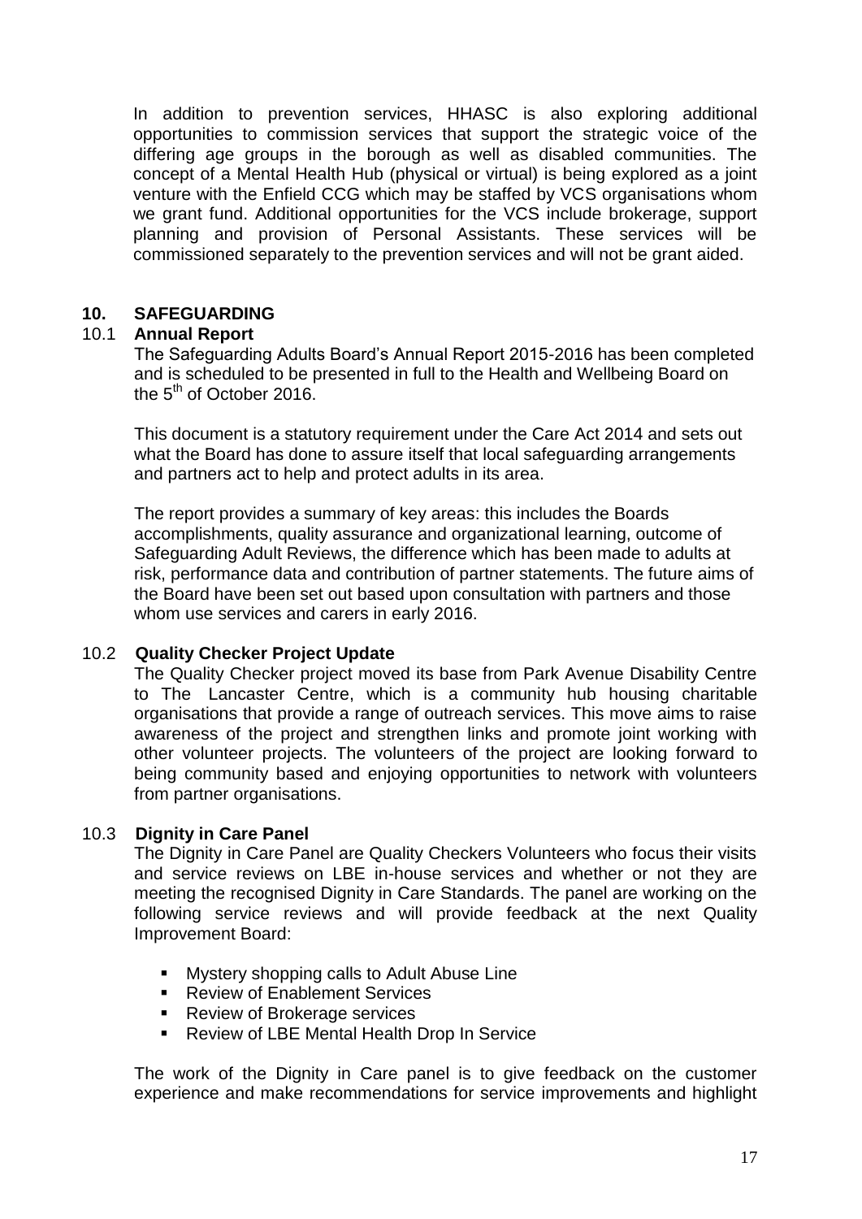In addition to prevention services, HHASC is also exploring additional opportunities to commission services that support the strategic voice of the differing age groups in the borough as well as disabled communities. The concept of a Mental Health Hub (physical or virtual) is being explored as a joint venture with the Enfield CCG which may be staffed by VCS organisations whom we grant fund. Additional opportunities for the VCS include brokerage, support planning and provision of Personal Assistants. These services will be commissioned separately to the prevention services and will not be grant aided.

## 10. SAFEGUARDING

### 10.1 Annual Report

The Safeguarding Adults Board's Annual Report 2015-2016 has been completed and is scheduled to be presented in full to the Health and Wellbeing Board on the 5th of October 2016.

This document is a statutory requirement under the Care Act 2014 and sets out what the Board has done to assure itself that local safeguarding arrangements and partners act to help and protect adults in its area.

The report provides a summary of key areas: this includes the Boards accomplishments, quality assurance and organizational learning, outcome of Safeguarding Adult Reviews, the difference which has been made to adults at risk, performance data and contribution of partner statements. The future aims of the Board have been set out based upon consultation with partners and those whom use services and carers in early 2016.

### 10.2 Quality Checker Project Update

The Quality Checker project moved its base from Park Avenue Disability Centre to The Lancaster Centre, which is a community hub housing charitable organisations that provide a range of outreach services. This move aims to raise awareness of the project and strengthen links and promote joint working with other volunteer projects. The volunteers of the project are looking forward to being community based and enjoying opportunities to network with volunteers from partner organisations.

### 10.3 Dignity in Care Panel

The Dignity in Care Panel are Quality Checkers Volunteers who focus their visits and service reviews on LBE in-house services and whether or not they are meeting the recognised Dignity in Care Standards. The panel are working on the following service reviews and will provide feedback at the next Quality Improvement Board:

- Mystery shopping calls to Adult Abuse Line
- Review of Enablement Services
- Review of Brokerage services
- Review of LBE Mental Health Drop In Service

The work of the Dignity in Care panel is to give feedback on the customer experience and make recommendations for service improvements and highlight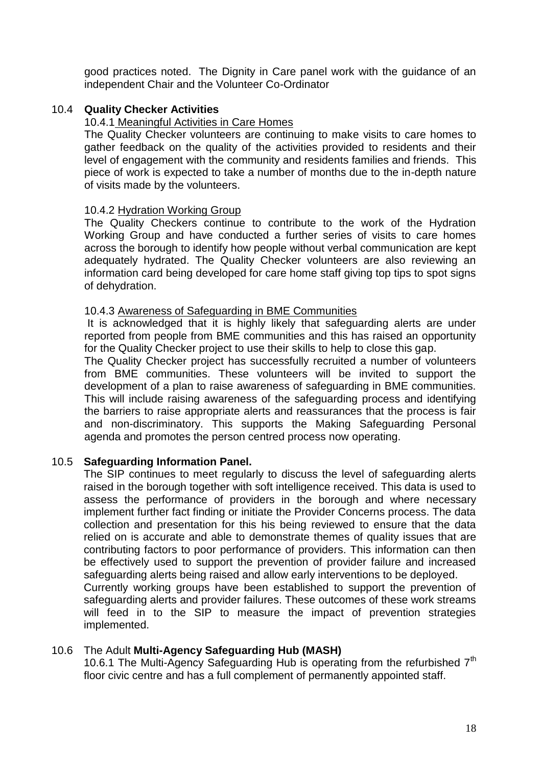good practices noted. The Dignity in Care panel work with the guidance of an independent Chair and the Volunteer Co-Ordinator

### 10.4 **Quality Checker Activities**

10.4.1 Meaningful Activities in Care Homes

The Quality Checker volunteers are continuing to make visits to care homes to gather feedback on the quality of the activities provided to residents and their level of engagement with the community and residents families and friends. This piece of work is expected to take a number of months due to the in-depth nature of visits made by the volunteers.

10.4.2 Hydration Working Group

The Quality Checkers continue to contribute to the work of the Hydration Working Group and have conducted a further series of visits to care homes across the borough to identify how people without verbal communication are kept adequately hydrated. The Quality Checker volunteers are also reviewing an information card being developed for care home staff giving top tips to spot signs of dehydration.

10.4.3 Awareness of Safeguarding in BME Communities

It is acknowledged that it is highly likely that safeguarding alerts are under reported from people from BME communities and this has raised an opportunity for the Quality Checker project to use their skills to help to close this gap.

The Quality Checker project has successfully recruited a number of volunteers from BME communities. These volunteers will be invited to support the development of a plan to raise awareness of safeguarding in BME communities. This will include raising awareness of the safeguarding process and identifying the barriers to raise appropriate alerts and reassurances that the process is fair and non-discriminatory. This supports the Making Safeguarding Personal agenda and promotes the person centred process now operating.

### 10.5 **Safeguarding Information Panel.**

The SIP continues to meet regularly to discuss the level of safeguarding alerts raised in the borough together with soft intelligence received. This data is used to assess the performance of providers in the borough and where necessary implement further fact finding or initiate the Provider Concerns process. The data collection and presentation for this his being reviewed to ensure that the data relied on is accurate and able to demonstrate themes of quality issues that are contributing factors to poor performance of providers. This information can then be effectively used to support the prevention of provider failure and increased safeguarding alerts being raised and allow early interventions to be deployed.

Currently working groups have been established to support the prevention of safeguarding alerts and provider failures. These outcomes of these work streams will feed in to the SIP to measure the impact of prevention strategies implemented.

### 10.6 The Adult **Multi-Agency Safeguarding Hub (MASH)**

10.6.1 The Multi-Agency Safeguarding Hub is operating from the refurbished 7th floor civic centre and has a full complement of permanently appointed staff.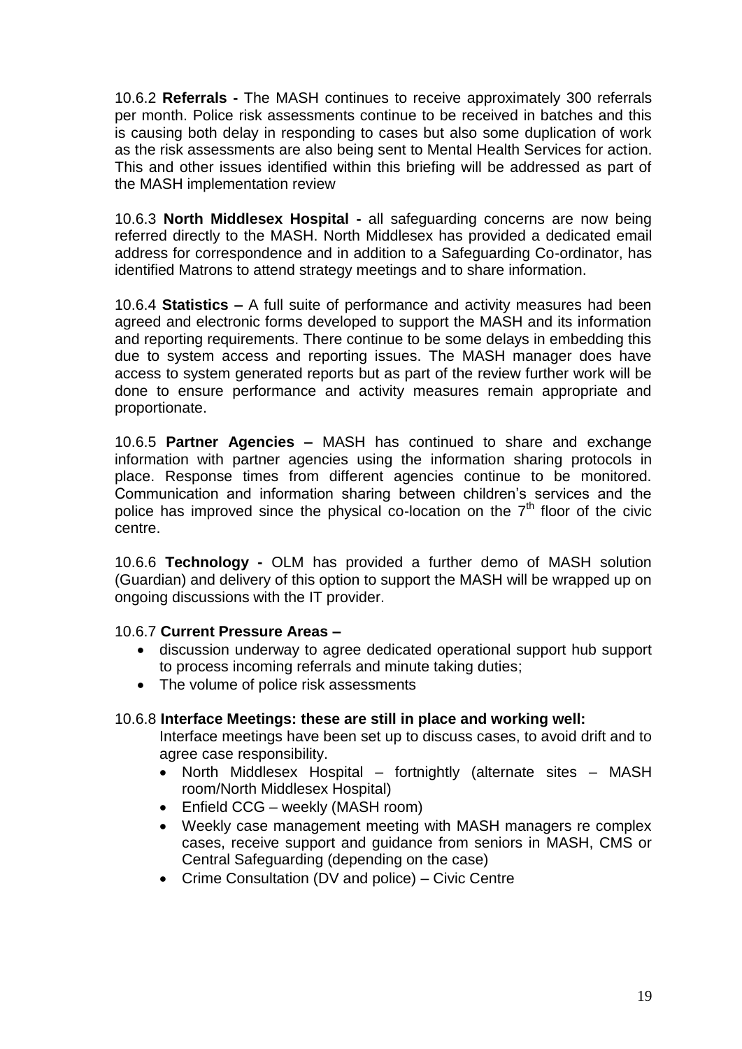10.6.2 **Referrals -** The MASH continues to receive approximately 300 referrals per month. Police risk assessments continue to be received in batches and this is causing both delay in responding to cases but also some duplication of work as the risk assessments are also being sent to Mental Health Services for action. This and other issues identified within this briefing will be addressed as part of the MASH implementation review

10.6.3 **North Middlesex Hospital -** all safeguarding concerns are now being referred directly to the MASH. North Middlesex has provided a dedicated email address for correspondence and in addition to a Safeguarding Co-ordinator, has identified Matrons to attend strategy meetings and to share information.

10.6.4 **Statistics –** A full suite of performance and activity measures had been agreed and electronic forms developed to support the MASH and its information and reporting requirements. There continue to be some delays in embedding this due to system access and reporting issues. The MASH manager does have access to system generated reports but as part of the review further work will be done to ensure performance and activity measures remain appropriate and proportionate.

10.6.5 **Partner Agencies –** MASH has continued to share and exchange information with partner agencies using the information sharing protocols in place. Response times from different agencies continue to be monitored. Communication and information sharing between children's services and the police has improved since the physical co-location on the 7th floor of the civic centre.

10.6.6 **Technology -** OLM has provided a further demo of MASH solution (Guardian) and delivery of this option to support the MASH will be wrapped up on ongoing discussions with the IT provider.

10.6.7 **Current Pressure Areas –**

- discussion underway to agree dedicated operational support hub support to process incoming referrals and minute taking duties;
- The volume of police risk assessments

10.6.8 **Interface Meetings: these are still in place and working well:**

Interface meetings have been set up to discuss cases, to avoid drift and to agree case responsibility.

- North Middlesex Hospital – fortnightly (alternate sites – MASH room/North Middlesex Hospital)
- Enfield CCG – weekly (MASH room)
- Weekly case management meeting with MASH managers re complex cases, receive support and guidance from seniors in MASH, CMS or Central Safeguarding (depending on the case)
- Crime Consultation (DV and police) – Civic Centre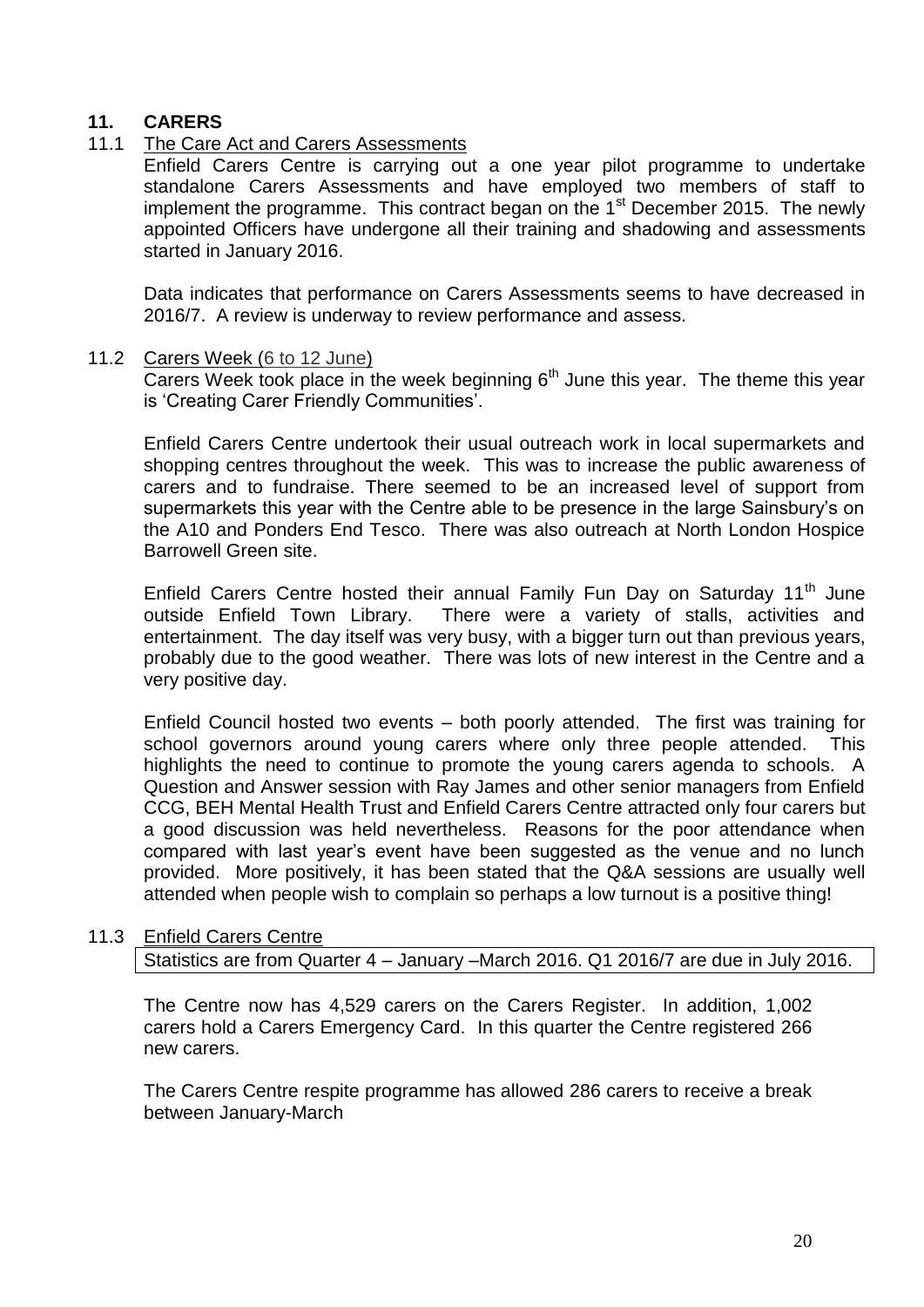## 11. CARERS

### 11.1 The Care Act and Carers Assessments

Enfield Carers Centre is carrying out a one year pilot programme to undertake standalone Carers Assessments and have employed two members of staff to implement the programme. This contract began on the 1st December 2015. The newly appointed Officers have undergone all their training and shadowing and assessments started in January 2016.

Data indicates that performance on Carers Assessments seems to have decreased in 2016/7. A review is underway to review performance and assess.

### 11.2 Carers Week (6 to 12 June)

Carers Week took place in the week beginning 6th June this year. The theme this year is 'Creating Carer Friendly Communities'.

Enfield Carers Centre undertook their usual outreach work in local supermarkets and shopping centres throughout the week. This was to increase the public awareness of carers and to fundraise. There seemed to be an increased level of support from supermarkets this year with the Centre able to be presence in the large Sainsbury's on the A10 and Ponders End Tesco. There was also outreach at North London Hospice Barrowell Green site.

Enfield Carers Centre hosted their annual Family Fun Day on Saturday 11th June outside Enfield Town Library. There were a variety of stalls, activities and entertainment. The day itself was very busy, with a bigger turn out than previous years, probably due to the good weather. There was lots of new interest in the Centre and a very positive day.

Enfield Council hosted two events – both poorly attended. The first was training for school governors around young carers where only three people attended. This highlights the need to continue to promote the young carers agenda to schools. A Question and Answer session with Ray James and other senior managers from Enfield CCG, BEH Mental Health Trust and Enfield Carers Centre attracted only four carers but a good discussion was held nevertheless. Reasons for the poor attendance when compared with last year's event have been suggested as the venue and no lunch provided. More positively, it has been stated that the Q&A sessions are usually well attended when people wish to complain so perhaps a low turnout is a positive thing!

### 11.3 Enfield Carers Centre

Statistics are from Quarter 4 – January –March 2016. Q1 2016/7 are due in July 2016.

The Centre now has 4,529 carers on the Carers Register. In addition, 1,002 carers hold a Carers Emergency Card. In this quarter the Centre registered 266 new carers.

The Carers Centre respite programme has allowed 286 carers to receive a break between January-March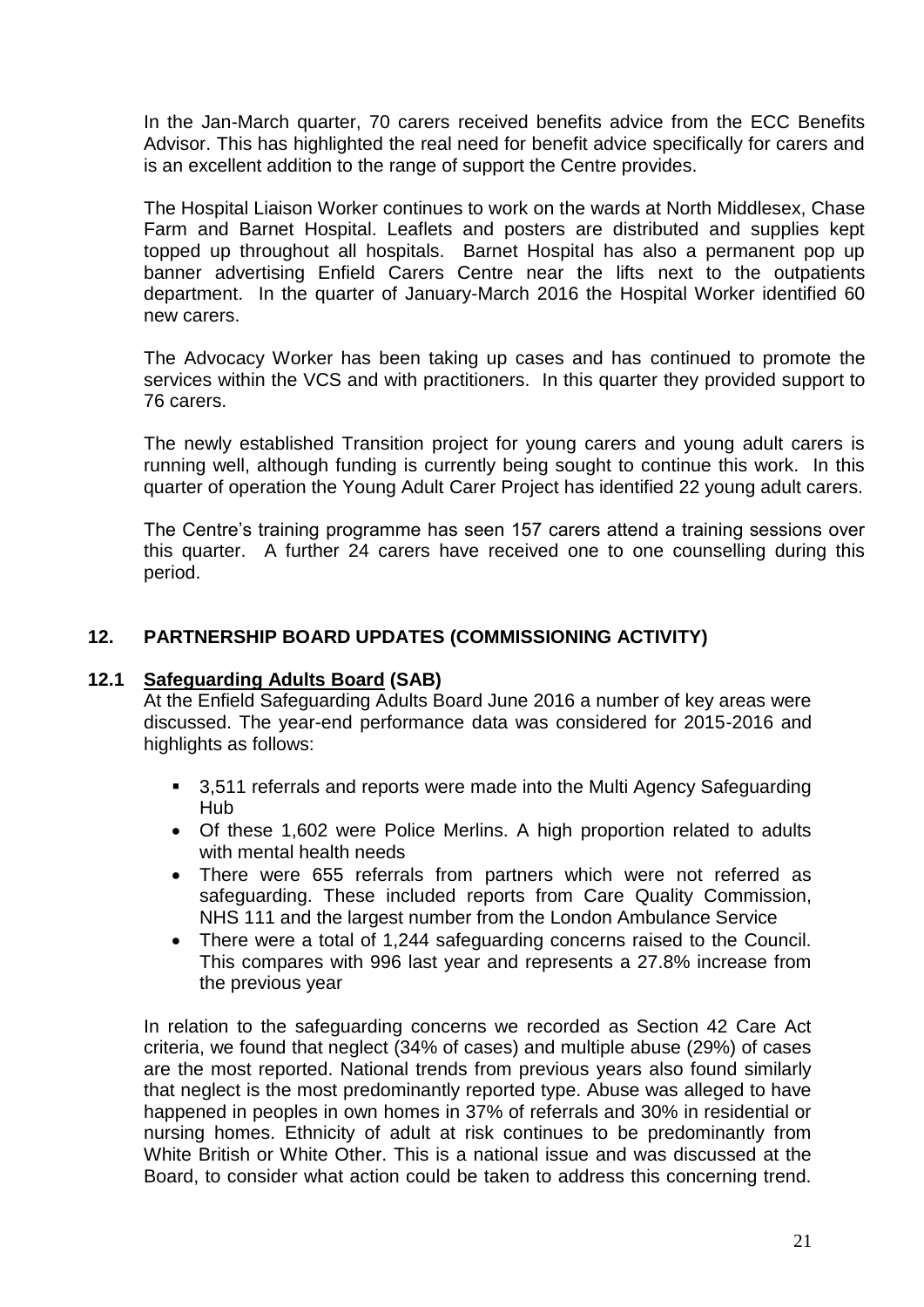In the Jan-March quarter, 70 carers received benefits advice from the ECC Benefits Advisor. This has highlighted the real need for benefit advice specifically for carers and is an excellent addition to the range of support the Centre provides.

The Hospital Liaison Worker continues to work on the wards at North Middlesex, Chase Farm and Barnet Hospital. Leaflets and posters are distributed and supplies kept topped up throughout all hospitals. Barnet Hospital has also a permanent pop up banner advertising Enfield Carers Centre near the lifts next to the outpatients department. In the quarter of January-March 2016 the Hospital Worker identified 60 new carers.

The Advocacy Worker has been taking up cases and has continued to promote the services within the VCS and with practitioners. In this quarter they provided support to 76 carers.

The newly established Transition project for young carers and young adult carers is running well, although funding is currently being sought to continue this work. In this quarter of operation the Young Adult Carer Project has identified 22 young adult carers.

The Centre's training programme has seen 157 carers attend a training sessions over this quarter. A further 24 carers have received one to one counselling during this period.

## 12. PARTNERSHIP BOARD UPDATES (COMMISSIONING ACTIVITY)

### 12.1 Safeguarding Adults Board (SAB)

At the Enfield Safeguarding Adults Board June 2016 a number of key areas were discussed. The year-end performance data was considered for 2015-2016 and highlights as follows:

- 3,511 referrals and reports were made into the Multi Agency Safeguarding Hub
- Of these 1,602 were Police Merlins. A high proportion related to adults with mental health needs
- There were 655 referrals from partners which were not referred as safeguarding. These included reports from Care Quality Commission, NHS 111 and the largest number from the London Ambulance Service
- There were a total of 1,244 safeguarding concerns raised to the Council. This compares with 996 last year and represents a 27.8% increase from the previous year

In relation to the safeguarding concerns we recorded as Section 42 Care Act criteria, we found that neglect (34% of cases) and multiple abuse (29%) of cases are the most reported. National trends from previous years also found similarly that neglect is the most predominantly reported type. Abuse was alleged to have happened in peoples in own homes in 37% of referrals and 30% in residential or nursing homes. Ethnicity of adult at risk continues to be predominantly from White British or White Other. This is a national issue and was discussed at the Board, to consider what action could be taken to address this concerning trend.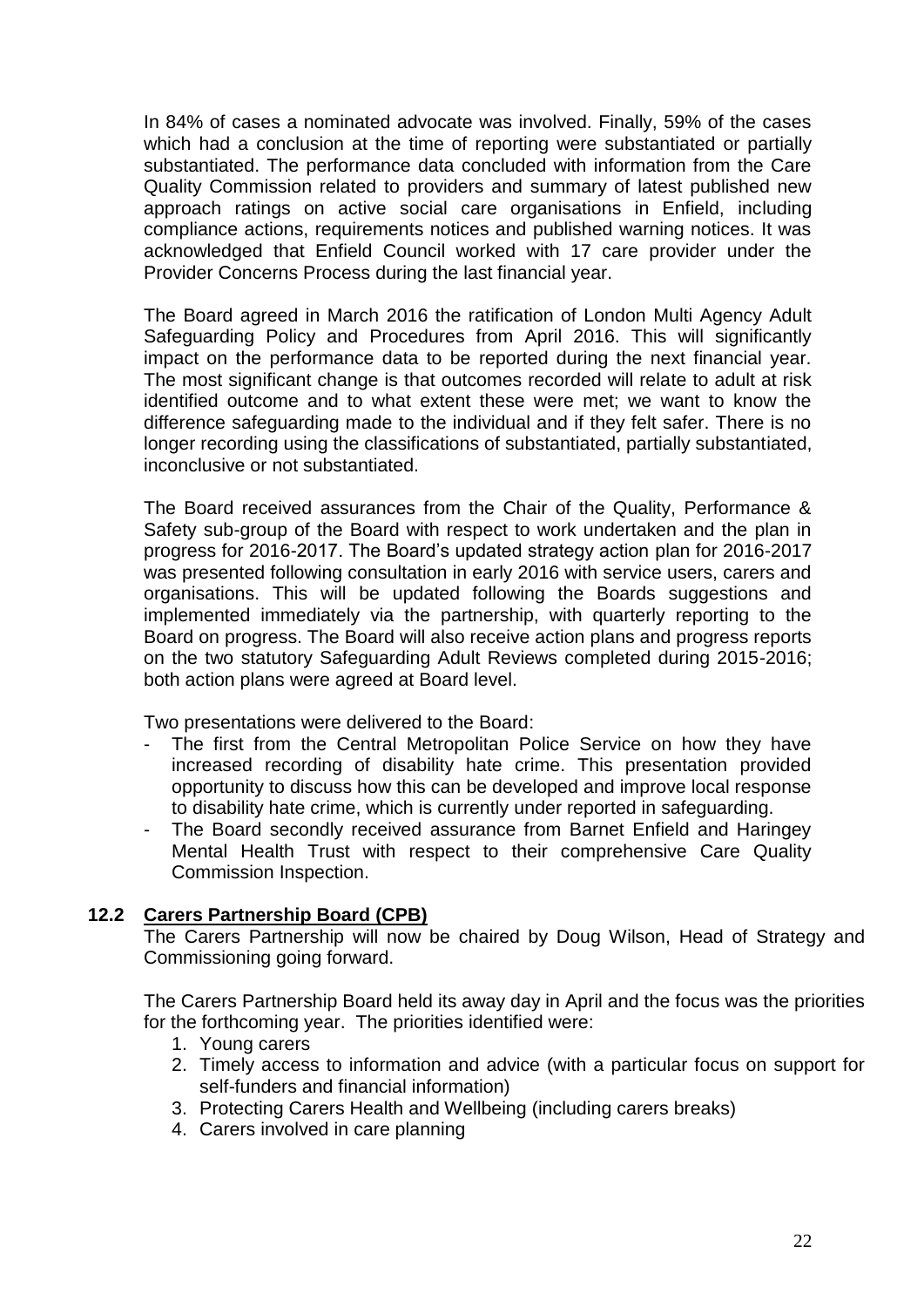In 84% of cases a nominated advocate was involved. Finally, 59% of the cases which had a conclusion at the time of reporting were substantiated or partially substantiated. The performance data concluded with information from the Care Quality Commission related to providers and summary of latest published new approach ratings on active social care organisations in Enfield, including compliance actions, requirements notices and published warning notices. It was acknowledged that Enfield Council worked with 17 care provider under the Provider Concerns Process during the last financial year.

The Board agreed in March 2016 the ratification of London Multi Agency Adult Safeguarding Policy and Procedures from April 2016. This will significantly impact on the performance data to be reported during the next financial year. The most significant change is that outcomes recorded will relate to adult at risk identified outcome and to what extent these were met; we want to know the difference safeguarding made to the individual and if they felt safer. There is no longer recording using the classifications of substantiated, partially substantiated, inconclusive or not substantiated.

The Board received assurances from the Chair of the Quality, Performance & Safety sub-group of the Board with respect to work undertaken and the plan in progress for 2016-2017. The Board's updated strategy action plan for 2016-2017 was presented following consultation in early 2016 with service users, carers and organisations. This will be updated following the Boards suggestions and implemented immediately via the partnership, with quarterly reporting to the Board on progress. The Board will also receive action plans and progress reports on the two statutory Safeguarding Adult Reviews completed during 2015-2016; both action plans were agreed at Board level.

Two presentations were delivered to the Board:

- The first from the Central Metropolitan Police Service on how they have increased recording of disability hate crime. This presentation provided opportunity to discuss how this can be developed and improve local response to disability hate crime, which is currently under reported in safeguarding.
- The Board secondly received assurance from Barnet Enfield and Haringey Mental Health Trust with respect to their comprehensive Care Quality Commission Inspection.

### 12.2 Carers Partnership Board (CPB)

The Carers Partnership will now be chaired by Doug Wilson, Head of Strategy and Commissioning going forward.

The Carers Partnership Board held its away day in April and the focus was the priorities for the forthcoming year. The priorities identified were:

1. Young carers
2. Timely access to information and advice (with a particular focus on support for self-funders and financial information)
3. Protecting Carers Health and Wellbeing (including carers breaks)
4. Carers involved in care planning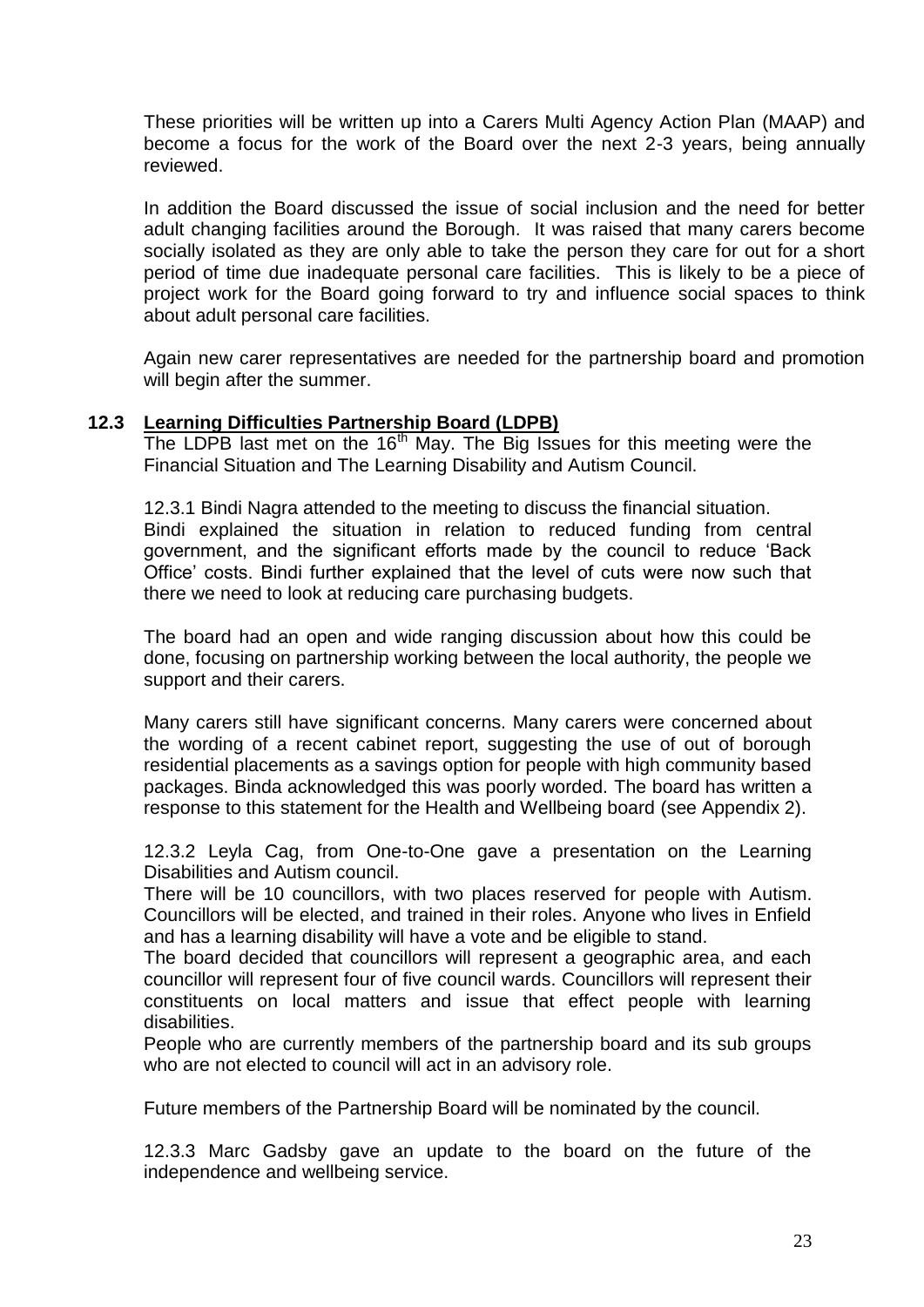These priorities will be written up into a Carers Multi Agency Action Plan (MAAP) and become a focus for the work of the Board over the next 2-3 years, being annually reviewed.

In addition the Board discussed the issue of social inclusion and the need for better adult changing facilities around the Borough. It was raised that many carers become socially isolated as they are only able to take the person they care for out for a short period of time due inadequate personal care facilities. This is likely to be a piece of project work for the Board going forward to try and influence social spaces to think about adult personal care facilities.

Again new carer representatives are needed for the partnership board and promotion will begin after the summer.

### 12.3 Learning Difficulties Partnership Board (LDPB)

The LDPB last met on the 16th May. The Big Issues for this meeting were the Financial Situation and The Learning Disability and Autism Council.

12.3.1 Bindi Nagra attended to the meeting to discuss the financial situation.
Bindi explained the situation in relation to reduced funding from central government, and the significant efforts made by the council to reduce 'Back Office' costs. Bindi further explained that the level of cuts were now such that there we need to look at reducing care purchasing budgets.

The board had an open and wide ranging discussion about how this could be done, focusing on partnership working between the local authority, the people we support and their carers.

Many carers still have significant concerns. Many carers were concerned about the wording of a recent cabinet report, suggesting the use of out of borough residential placements as a savings option for people with high community based packages. Binda acknowledged this was poorly worded. The board has written a response to this statement for the Health and Wellbeing board (see Appendix 2).

12.3.2 Leyla Cag, from One-to-One gave a presentation on the Learning Disabilities and Autism council.
There will be 10 councillors, with two places reserved for people with Autism. Councillors will be elected, and trained in their roles. Anyone who lives in Enfield and has a learning disability will have a vote and be eligible to stand.
The board decided that councillors will represent a geographic area, and each councillor will represent four of five council wards. Councillors will represent their constituents on local matters and issue that effect people with learning disabilities.
People who are currently members of the partnership board and its sub groups who are not elected to council will act in an advisory role.

Future members of the Partnership Board will be nominated by the council.

12.3.3 Marc Gadsby gave an update to the board on the future of the independence and wellbeing service.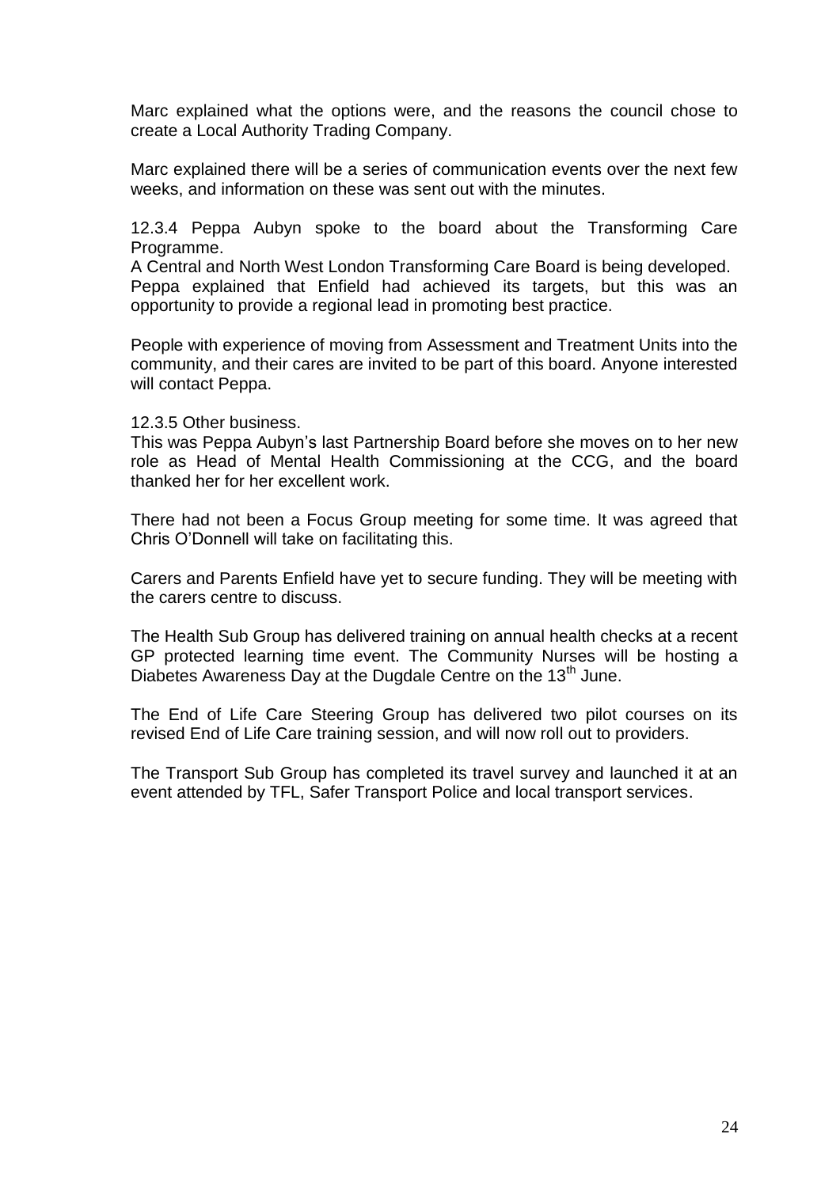Marc explained what the options were, and the reasons the council chose to create a Local Authority Trading Company.

Marc explained there will be a series of communication events over the next few weeks, and information on these was sent out with the minutes.

12.3.4 Peppa Aubyn spoke to the board about the Transforming Care Programme.
A Central and North West London Transforming Care Board is being developed. Peppa explained that Enfield had achieved its targets, but this was an opportunity to provide a regional lead in promoting best practice.

People with experience of moving from Assessment and Treatment Units into the community, and their cares are invited to be part of this board. Anyone interested will contact Peppa.

12.3.5 Other business.
This was Peppa Aubyn's last Partnership Board before she moves on to her new role as Head of Mental Health Commissioning at the CCG, and the board thanked her for her excellent work.

There had not been a Focus Group meeting for some time. It was agreed that Chris O'Donnell will take on facilitating this.

Carers and Parents Enfield have yet to secure funding. They will be meeting with the carers centre to discuss.

The Health Sub Group has delivered training on annual health checks at a recent GP protected learning time event. The Community Nurses will be hosting a Diabetes Awareness Day at the Dugdale Centre on the 13th June.

The End of Life Care Steering Group has delivered two pilot courses on its revised End of Life Care training session, and will now roll out to providers.

The Transport Sub Group has completed its travel survey and launched it at an event attended by TFL, Safer Transport Police and local transport services.